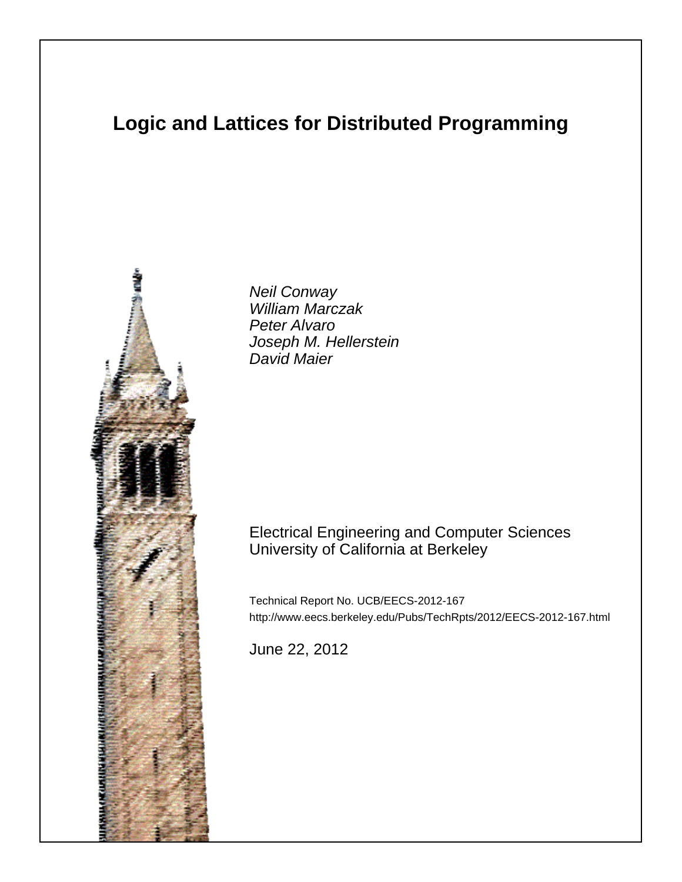# Logic and Lattices for Distributed Programming

*Neil Conway*
*William Marczak*
*Peter Alvaro*
*Joseph M. Hellerstein*
*David Maier*

Electrical Engineering and Computer Sciences
University of California at Berkeley

Technical Report No. UCB/EECS-2012-167
http://www.eecs.berkeley.edu/Pubs/TechRpts/2012/EECS-2012-167.html

June 22, 2012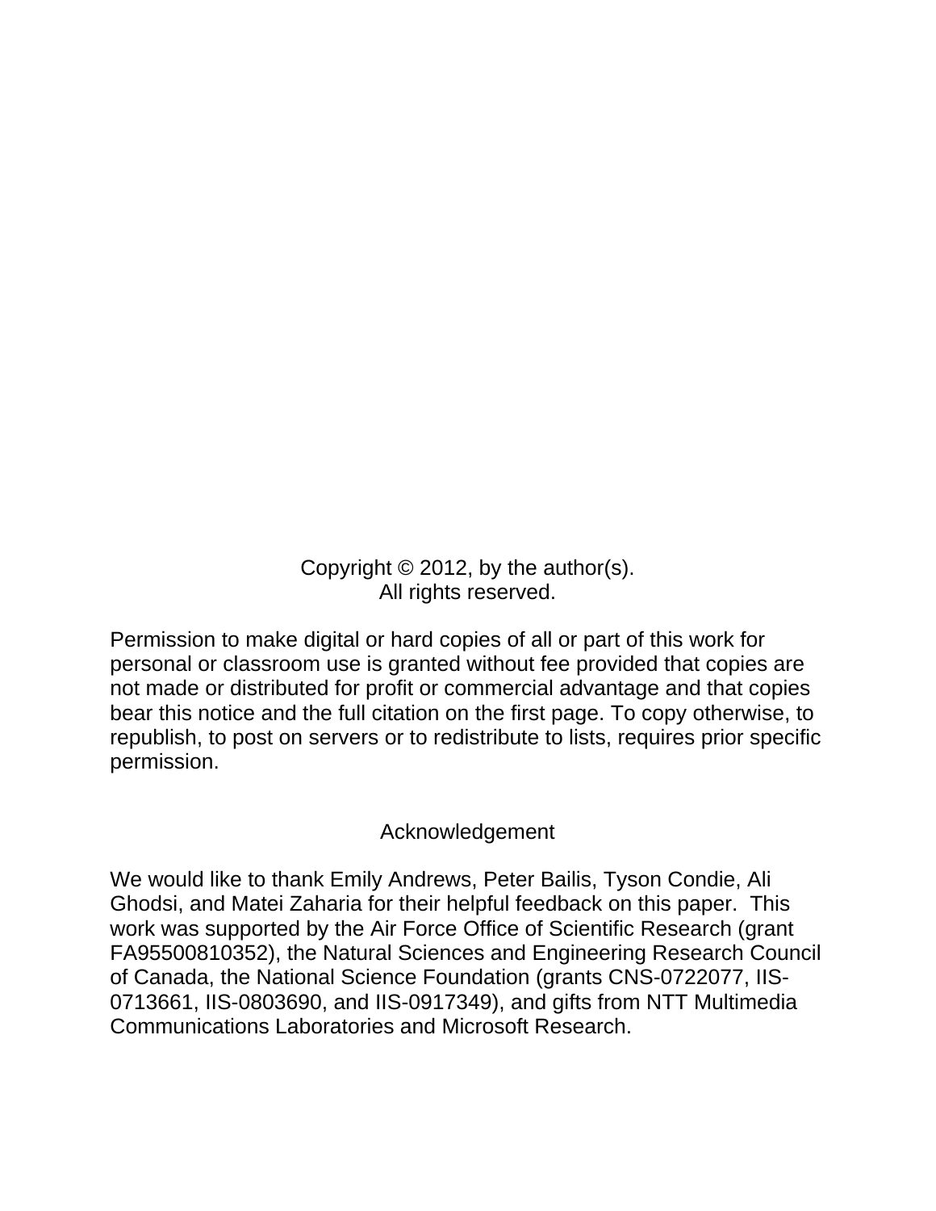Copyright © 2012, by the author(s).
All rights reserved.

Permission to make digital or hard copies of all or part of this work for personal or classroom use is granted without fee provided that copies are not made or distributed for profit or commercial advantage and that copies bear this notice and the full citation on the first page. To copy otherwise, to republish, to post on servers or to redistribute to lists, requires prior specific permission.

## Acknowledgement

We would like to thank Emily Andrews, Peter Bailis, Tyson Condie, Ali Ghodsi, and Matei Zaharia for their helpful feedback on this paper. This work was supported by the Air Force Office of Scientific Research (grant FA95500810352), the Natural Sciences and Engineering Research Council of Canada, the National Science Foundation (grants CNS-0722077, IIS-0713661, IIS-0803690, and IIS-0917349), and gifts from NTT Multimedia Communications Laboratories and Microsoft Research.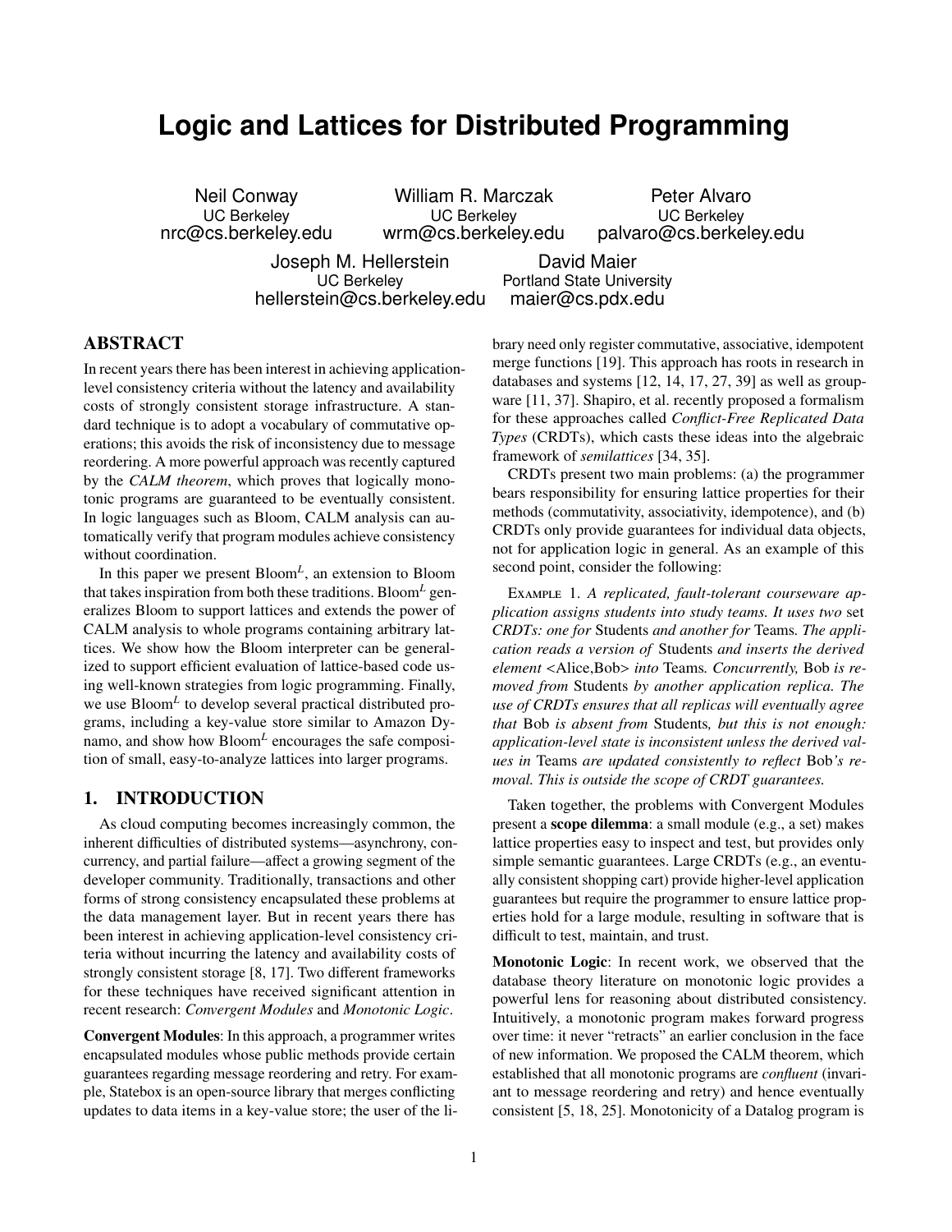# Logic and Lattices for Distributed Programming

Neil Conway
UC Berkeley
nrc@cs.berkeley.edu

William R. Marczak
UC Berkeley
wrm@cs.berkeley.edu

Peter Alvaro
UC Berkeley
palvaro@cs.berkeley.edu

Joseph M. Hellerstein
UC Berkeley
hellerstein@cs.berkeley.edu

David Maier
Portland State University
maier@cs.pdx.edu

## ABSTRACT

In recent years there has been interest in achieving application-level consistency criteria without the latency and availability costs of strongly consistent storage infrastructure. A standard technique is to adopt a vocabulary of commutative operations; this avoids the risk of inconsistency due to message reordering. A more powerful approach was recently captured by the *CALM theorem*, which proves that logically monotonic programs are guaranteed to be eventually consistent. In logic languages such as Bloom, CALM analysis can automatically verify that program modules achieve consistency without coordination.

In this paper we present Bloom$^L$, an extension to Bloom that takes inspiration from both these traditions. Bloom$^L$ generalizes Bloom to support lattices and extends the power of CALM analysis to whole programs containing arbitrary lattices. We show how the Bloom interpreter can be generalized to support efficient evaluation of lattice-based code using well-known strategies from logic programming. Finally, we use Bloom$^L$ to develop several practical distributed programs, including a key-value store similar to Amazon Dynamo, and show how Bloom$^L$ encourages the safe composition of small, easy-to-analyze lattices into larger programs.

## 1. INTRODUCTION

As cloud computing becomes increasingly common, the inherent difficulties of distributed systems—asynchrony, concurrency, and partial failure—affect a growing segment of the developer community. Traditionally, transactions and other forms of strong consistency encapsulated these problems at the data management layer. But in recent years there has been interest in achieving application-level consistency criteria without incurring the latency and availability costs of strongly consistent storage [8, 17]. Two different frameworks for these techniques have received significant attention in recent research: *Convergent Modules* and *Monotonic Logic*.

**Convergent Modules**: In this approach, a programmer writes encapsulated modules whose public methods provide certain guarantees regarding message reordering and retry. For example, Statebox is an open-source library that merges conflicting updates to data items in a key-value store; the user of the library need only register commutative, associative, idempotent merge functions [19]. This approach has roots in research in databases and systems [12, 14, 17, 27, 39] as well as groupware [11, 37]. Shapiro, et al. recently proposed a formalism for these approaches called *Conflict-Free Replicated Data Types* (CRDTs), which casts these ideas into the algebraic framework of *semilattices* [34, 35].

CRDTs present two main problems: (a) the programmer bears responsibility for ensuring lattice properties for their methods (commutativity, associativity, idempotence), and (b) CRDTs only provide guarantees for individual data objects, not for application logic in general. As an example of this second point, consider the following:

Example 1. *A replicated, fault-tolerant courseware application assigns students into study teams. It uses two* set *CRDTs: one for* Students *and another for* Teams*. The application reads a version of* Students *and inserts the derived element* <Alice,Bob> *into* Teams*. Concurrently,* Bob *is removed from* Students *by another application replica. The use of CRDTs ensures that all replicas will eventually agree that* Bob *is absent from* Students*, but this is not enough: application-level state is inconsistent unless the derived values in* Teams *are updated consistently to reflect* Bob*'s removal. This is outside the scope of CRDT guarantees.*

Taken together, the problems with Convergent Modules present a **scope dilemma**: a small module (e.g., a set) makes lattice properties easy to inspect and test, but provides only simple semantic guarantees. Large CRDTs (e.g., an eventually consistent shopping cart) provide higher-level application guarantees but require the programmer to ensure lattice properties hold for a large module, resulting in software that is difficult to test, maintain, and trust.

**Monotonic Logic**: In recent work, we observed that the database theory literature on monotonic logic provides a powerful lens for reasoning about distributed consistency. Intuitively, a monotonic program makes forward progress over time: it never "retracts" an earlier conclusion in the face of new information. We proposed the CALM theorem, which established that all monotonic programs are *confluent* (invariant to message reordering and retry) and hence eventually consistent [5, 18, 25]. Monotonicity of a Datalog program is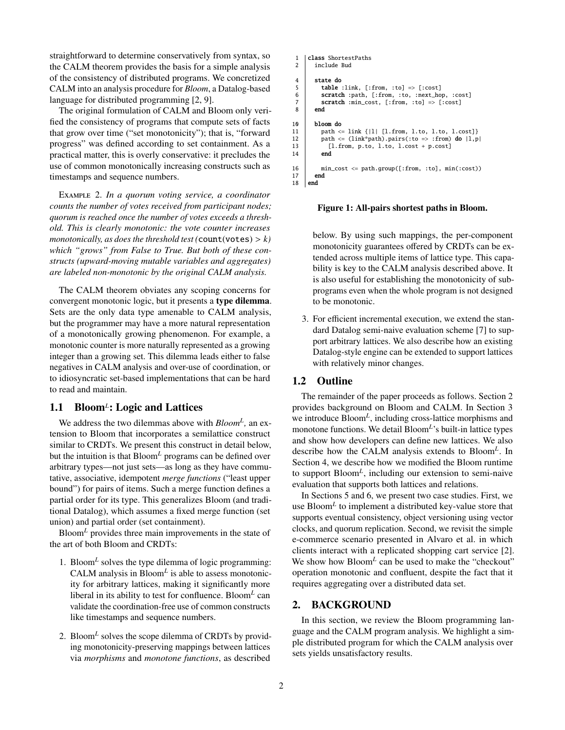straightforward to determine conservatively from syntax, so the CALM theorem provides the basis for a simple analysis of the consistency of distributed programs. We concretized CALM into an analysis procedure for *Bloom*, a Datalog-based language for distributed programming [2, 9].

The original formulation of CALM and Bloom only verified the consistency of programs that compute sets of facts that grow over time ("set monotonicity"); that is, "forward progress" was defined according to set containment. As a practical matter, this is overly conservative: it precludes the use of common monotonically increasing constructs such as timestamps and sequence numbers.

Example 2. *In a quorum voting service, a coordinator counts the number of votes received from participant nodes; quorum is reached once the number of votes exceeds a threshold. This is clearly monotonic: the vote counter increases monotonically, as does the threshold test (*`count(votes)` $> k$*) which "grows" from False to True. But both of these constructs (upward-moving mutable variables and aggregates) are labeled non-monotonic by the original CALM analysis.*

The CALM theorem obviates any scoping concerns for convergent monotonic logic, but it presents a **type dilemma**. Sets are the only data type amenable to CALM analysis, but the programmer may have a more natural representation of a monotonically growing phenomenon. For example, a monotonic counter is more naturally represented as a growing integer than a growing set. This dilemma leads either to false negatives in CALM analysis and over-use of coordination, or to idiosyncratic set-based implementations that can be hard to read and maintain.

## 1.1 Bloom$^L$: Logic and Lattices

We address the two dilemmas above with *Bloom*$^L$, an extension to Bloom that incorporates a semilattice construct similar to CRDTs. We present this construct in detail below, but the intuition is that Bloom$^L$ programs can be defined over arbitrary types—not just sets—as long as they have commutative, associative, idempotent *merge functions* ("least upper bound") for pairs of items. Such a merge function defines a partial order for its type. This generalizes Bloom (and traditional Datalog), which assumes a fixed merge function (set union) and partial order (set containment).

Bloom$^L$ provides three main improvements in the state of the art of both Bloom and CRDTs:

1. Bloom$^L$ solves the type dilemma of logic programming: CALM analysis in Bloom$^L$ is able to assess monotonicity for arbitrary lattices, making it significantly more liberal in its ability to test for confluence. Bloom$^L$ can validate the coordination-free use of common constructs like timestamps and sequence numbers.

2. Bloom$^L$ solves the scope dilemma of CRDTs by providing monotonicity-preserving mappings between lattices via *morphisms* and *monotone functions*, as described below. By using such mappings, the per-component monotonicity guarantees offered by CRDTs can be extended across multiple items of lattice type. This capability is key to the CALM analysis described above. It is also useful for establishing the monotonicity of subprograms even when the whole program is not designed to be monotonic.

3. For efficient incremental execution, we extend the standard Datalog semi-naive evaluation scheme [7] to support arbitrary lattices. We also describe how an existing Datalog-style engine can be extended to support lattices with relatively minor changes.

```
1  class ShortestPaths
2    include Bud

4    state do
5      table :link, [:from, :to] => [:cost]
6      scratch :path, [:from, :to, :next_hop, :cost]
7      scratch :min_cost, [:from, :to] => [:cost]
8    end

10   bloom do
11     path <= link {|l| [l.from, l.to, l.to, l.cost]}
12     path <= (link*path).pairs(:to => :from) do |l,p|
13       [l.from, p.to, l.to, l.cost + p.cost]
14     end

16     min_cost <= path.group([:from, :to], min(:cost))
17   end
18 end
```

**Figure 1: All-pairs shortest paths in Bloom.**

## 1.2 Outline

The remainder of the paper proceeds as follows. Section 2 provides background on Bloom and CALM. In Section 3 we introduce Bloom$^L$, including cross-lattice morphisms and monotone functions. We detail Bloom$^L$'s built-in lattice types and show how developers can define new lattices. We also describe how the CALM analysis extends to Bloom$^L$. In Section 4, we describe how we modified the Bloom runtime to support Bloom$^L$, including our extension to semi-naive evaluation that supports both lattices and relations.

In Sections 5 and 6, we present two case studies. First, we use Bloom$^L$ to implement a distributed key-value store that supports eventual consistency, object versioning using vector clocks, and quorum replication. Second, we revisit the simple e-commerce scenario presented in Alvaro et al. in which clients interact with a replicated shopping cart service [2]. We show how Bloom$^L$ can be used to make the "checkout" operation monotonic and confluent, despite the fact that it requires aggregating over a distributed data set.

# 2. BACKGROUND

In this section, we review the Bloom programming language and the CALM program analysis. We highlight a simple distributed program for which the CALM analysis over sets yields unsatisfactory results.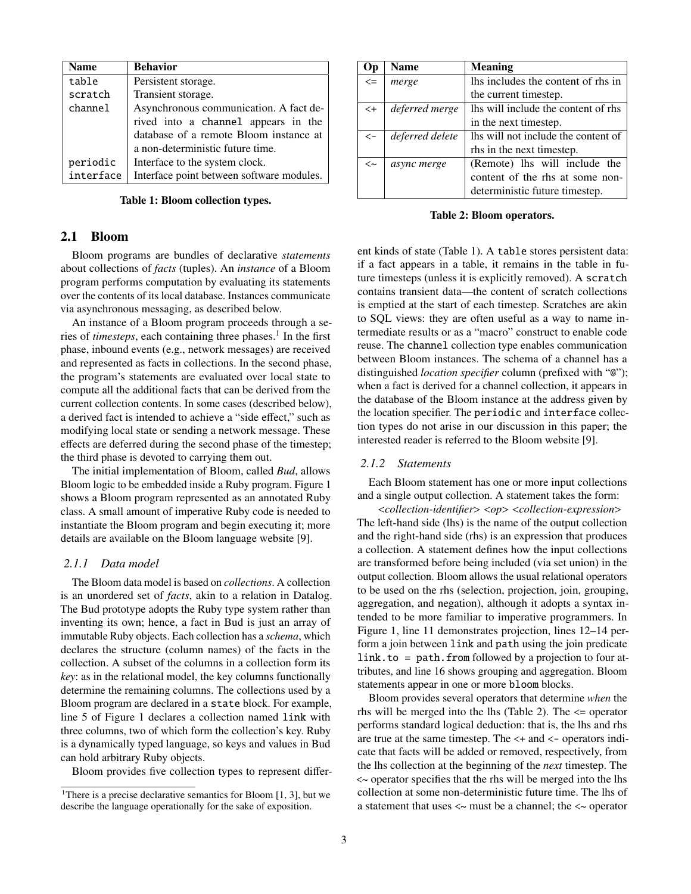| Name | Behavior |
|---|---|
| table | Persistent storage. |
| scratch | Transient storage. |
| channel | Asynchronous communication. A fact derived into a channel appears in the database of a remote Bloom instance at a non-deterministic future time. |
| periodic | Interface to the system clock. |
| interface | Interface point between software modules. |

**Table 1: Bloom collection types.**

| Op | Name | Meaning |
|---|---|---|
| <= | *merge* | lhs includes the content of rhs in the current timestep. |
| <+ | *deferred merge* | lhs will include the content of rhs in the next timestep. |
| <- | *deferred delete* | lhs will not include the content of rhs in the next timestep. |
| <~ | *async merge* | (Remote) lhs will include the content of the rhs at some non-deterministic future timestep. |

**Table 2: Bloom operators.**

## 2.1 Bloom

Bloom programs are bundles of declarative *statements* about collections of *facts* (tuples). An *instance* of a Bloom program performs computation by evaluating its statements over the contents of its local database. Instances communicate via asynchronous messaging, as described below.

An instance of a Bloom program proceeds through a series of *timesteps*, each containing three phases.[1] In the first phase, inbound events (e.g., network messages) are received and represented as facts in collections. In the second phase, the program's statements are evaluated over local state to compute all the additional facts that can be derived from the current collection contents. In some cases (described below), a derived fact is intended to achieve a "side effect," such as modifying local state or sending a network message. These effects are deferred during the second phase of the timestep; the third phase is devoted to carrying them out.

The initial implementation of Bloom, called *Bud*, allows Bloom logic to be embedded inside a Ruby program. Figure 1 shows a Bloom program represented as an annotated Ruby class. A small amount of imperative Ruby code is needed to instantiate the Bloom program and begin executing it; more details are available on the Bloom language website [9].

### *2.1.1 Data model*

The Bloom data model is based on *collections*. A collection is an unordered set of *facts*, akin to a relation in Datalog. The Bud prototype adopts the Ruby type system rather than inventing its own; hence, a fact in Bud is just an array of immutable Ruby objects. Each collection has a *schema*, which declares the structure (column names) of the facts in the collection. A subset of the columns in a collection form its *key*: as in the relational model, the key columns functionally determine the remaining columns. The collections used by a Bloom program are declared in a state block. For example, line 5 of Figure 1 declares a collection named link with three columns, two of which form the collection's key. Ruby is a dynamically typed language, so keys and values in Bud can hold arbitrary Ruby objects.

Bloom provides five collection types to represent different kinds of state (Table 1). A table stores persistent data: if a fact appears in a table, it remains in the table in future timesteps (unless it is explicitly removed). A scratch contains transient data—the content of scratch collections is emptied at the start of each timestep. Scratches are akin to SQL views: they are often useful as a way to name intermediate results or as a "macro" construct to enable code reuse. The channel collection type enables communication between Bloom instances. The schema of a channel has a distinguished *location specifier* column (prefixed with "@"); when a fact is derived for a channel collection, it appears in the database of the Bloom instance at the address given by the location specifier. The periodic and interface collection types do not arise in our discussion in this paper; the interested reader is referred to the Bloom website [9].

### *2.1.2 Statements*

Each Bloom statement has one or more input collections and a single output collection. A statement takes the form:

*<collection-identifier> <op> <collection-expression>*

The left-hand side (lhs) is the name of the output collection and the right-hand side (rhs) is an expression that produces a collection. A statement defines how the input collections are transformed before being included (via set union) in the output collection. Bloom allows the usual relational operators to be used on the rhs (selection, projection, join, grouping, aggregation, and negation), although it adopts a syntax intended to be more familiar to imperative programmers. In Figure 1, line 11 demonstrates projection, lines 12–14 perform a join between link and path using the join predicate link.to = path.from followed by a projection to four attributes, and line 16 shows grouping and aggregation. Bloom statements appear in one or more bloom blocks.

Bloom provides several operators that determine *when* the rhs will be merged into the lhs (Table 2). The <= operator performs standard logical deduction: that is, the lhs and rhs are true at the same timestep. The <+ and <- operators indicate that facts will be added or removed, respectively, from the lhs collection at the beginning of the *next* timestep. The <~ operator specifies that the rhs will be merged into the lhs collection at some non-deterministic future time. The lhs of a statement that uses <~ must be a channel; the <~ operator

[1] There is a precise declarative semantics for Bloom [1, 3], but we describe the language operationally for the sake of exposition.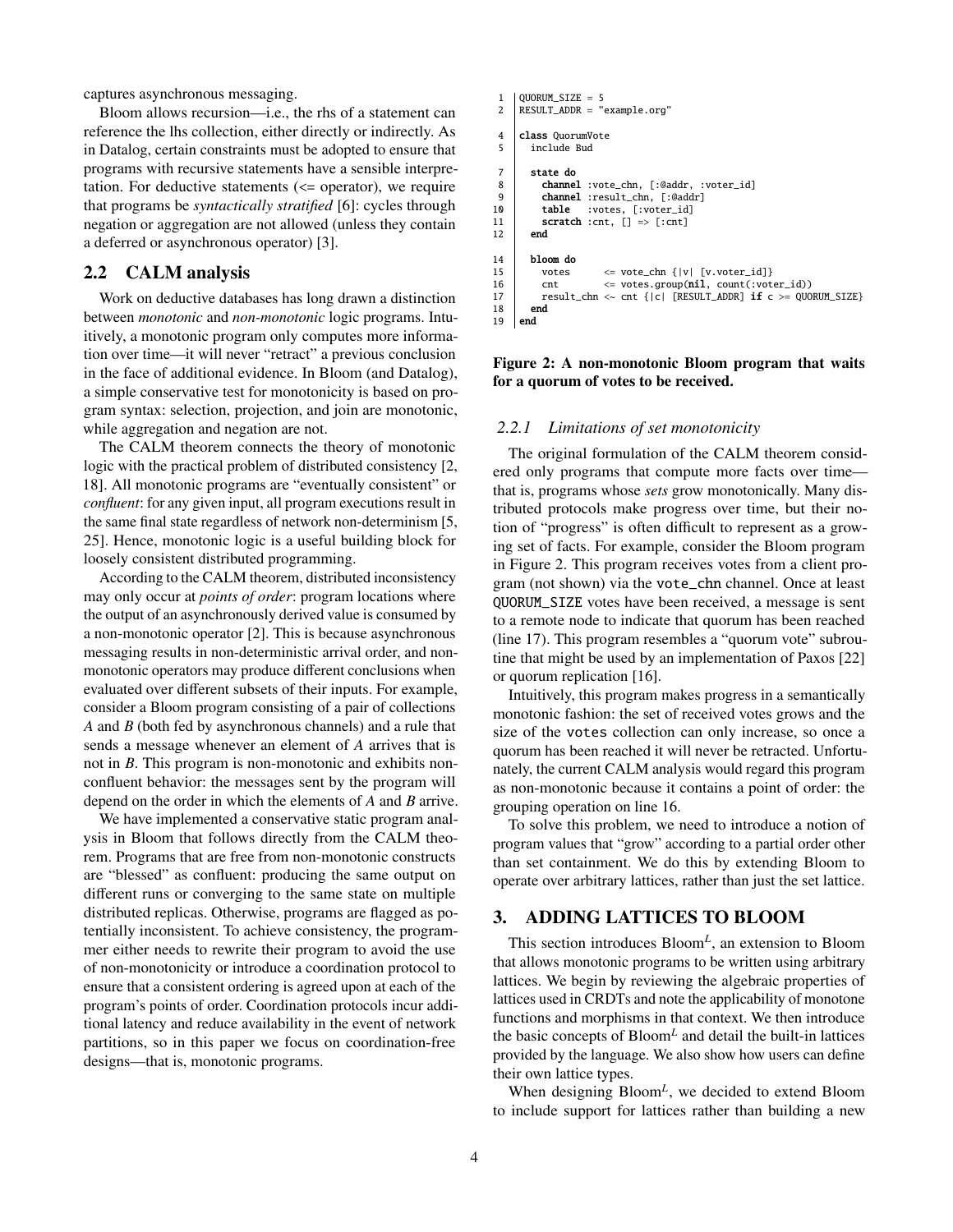captures asynchronous messaging.

Bloom allows recursion—i.e., the rhs of a statement can reference the lhs collection, either directly or indirectly. As in Datalog, certain constraints must be adopted to ensure that programs with recursive statements have a sensible interpretation. For deductive statements (<= operator), we require that programs be *syntactically stratified* [6]: cycles through negation or aggregation are not allowed (unless they contain a deferred or asynchronous operator) [3].

## 2.2 CALM analysis

Work on deductive databases has long drawn a distinction between *monotonic* and *non-monotonic* logic programs. Intuitively, a monotonic program only computes more information over time—it will never "retract" a previous conclusion in the face of additional evidence. In Bloom (and Datalog), a simple conservative test for monotonicity is based on program syntax: selection, projection, and join are monotonic, while aggregation and negation are not.

The CALM theorem connects the theory of monotonic logic with the practical problem of distributed consistency [2, 18]. All monotonic programs are "eventually consistent" or *confluent*: for any given input, all program executions result in the same final state regardless of network non-determinism [5, 25]. Hence, monotonic logic is a useful building block for loosely consistent distributed programming.

According to the CALM theorem, distributed inconsistency may only occur at *points of order*: program locations where the output of an asynchronously derived value is consumed by a non-monotonic operator [2]. This is because asynchronous messaging results in non-deterministic arrival order, and non-monotonic operators may produce different conclusions when evaluated over different subsets of their inputs. For example, consider a Bloom program consisting of a pair of collections *A* and *B* (both fed by asynchronous channels) and a rule that sends a message whenever an element of *A* arrives that is not in *B*. This program is non-monotonic and exhibits non-confluent behavior: the messages sent by the program will depend on the order in which the elements of *A* and *B* arrive.

We have implemented a conservative static program analysis in Bloom that follows directly from the CALM theorem. Programs that are free from non-monotonic constructs are "blessed" as confluent: producing the same output on different runs or converging to the same state on multiple distributed replicas. Otherwise, programs are flagged as potentially inconsistent. To achieve consistency, the programmer either needs to rewrite their program to avoid the use of non-monotonicity or introduce a coordination protocol to ensure that a consistent ordering is agreed upon at each of the program's points of order. Coordination protocols incur additional latency and reduce availability in the event of network partitions, so in this paper we focus on coordination-free designs—that is, monotonic programs.

```
1  QUORUM_SIZE = 5
2  RESULT_ADDR = "example.org"

4  class QuorumVote
5    include Bud

7    state do
8      channel :vote_chn, [:@addr, :voter_id]
9      channel :result_chn, [:@addr]
10     table   :votes, [:voter_id]
11     scratch :cnt, [] => [:cnt]
12   end

14   bloom do
15     votes      <= vote_chn {|v| [v.voter_id]}
16     cnt        <= votes.group(nil, count(:voter_id))
17     result_chn <~ cnt {|c| [RESULT_ADDR] if c >= QUORUM_SIZE}
18   end
19 end
```

**Figure 2: A non-monotonic Bloom program that waits for a quorum of votes to be received.**

### 2.2.1 Limitations of set monotonicity

The original formulation of the CALM theorem considered only programs that compute more facts over time—that is, programs whose *sets* grow monotonically. Many distributed protocols make progress over time, but their notion of "progress" is often difficult to represent as a growing set of facts. For example, consider the Bloom program in Figure 2. This program receives votes from a client program (not shown) via the vote_chn channel. Once at least QUORUM_SIZE votes have been received, a message is sent to a remote node to indicate that quorum has been reached (line 17). This program resembles a "quorum vote" subroutine that might be used by an implementation of Paxos [22] or quorum replication [16].

Intuitively, this program makes progress in a semantically monotonic fashion: the set of received votes grows and the size of the votes collection can only increase, so once a quorum has been reached it will never be retracted. Unfortunately, the current CALM analysis would regard this program as non-monotonic because it contains a point of order: the grouping operation on line 16.

To solve this problem, we need to introduce a notion of program values that "grow" according to a partial order other than set containment. We do this by extending Bloom to operate over arbitrary lattices, rather than just the set lattice.

## 3. ADDING LATTICES TO BLOOM

This section introduces Bloom$^L$, an extension to Bloom that allows monotonic programs to be written using arbitrary lattices. We begin by reviewing the algebraic properties of lattices used in CRDTs and note the applicability of monotone functions and morphisms in that context. We then introduce the basic concepts of Bloom$^L$ and detail the built-in lattices provided by the language. We also show how users can define their own lattice types.

When designing Bloom$^L$, we decided to extend Bloom to include support for lattices rather than building a new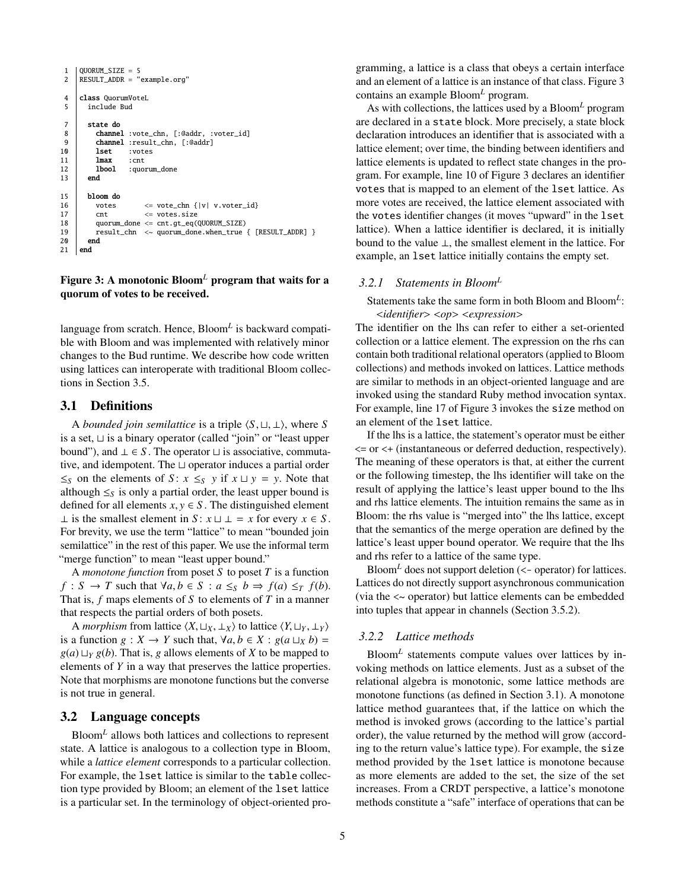```
1   QUORUM_SIZE = 5
2   RESULT_ADDR = "example.org"

4   class QuorumVoteL
5     include Bud

7     state do
8       channel :vote_chn, [:@addr, :voter_id]
9       channel :result_chn, [:@addr]
10      lset    :votes
11      lmax    :cnt
12      lbool   :quorum_done
13    end

15    bloom do
16      votes       <= vote_chn {|v| v.voter_id}
17      cnt         <= votes.size
18      quorum_done <= cnt.gt_eq(QUORUM_SIZE)
19      result_chn  <~ quorum_done.when_true { [RESULT_ADDR] }
20    end
21  end
```

**Figure 3: A monotonic Bloom$^L$ program that waits for a quorum of votes to be received.**

language from scratch. Hence, Bloom$^L$ is backward compatible with Bloom and was implemented with relatively minor changes to the Bud runtime. We describe how code written using lattices can interoperate with traditional Bloom collections in Section 3.5.

## 3.1 Definitions

A *bounded join semilattice* is a triple $\langle S, \sqcup, \bot \rangle$, where $S$ is a set, $\sqcup$ is a binary operator (called "join" or "least upper bound"), and $\bot \in S$. The operator $\sqcup$ is associative, commutative, and idempotent. The $\sqcup$ operator induces a partial order $\leq_S$ on the elements of $S$: $x \leq_S y$ if $x \sqcup y = y$. Note that although $\leq_S$ is only a partial order, the least upper bound is defined for all elements $x, y \in S$. The distinguished element $\bot$ is the smallest element in $S$: $x \sqcup \bot = x$ for every $x \in S$. For brevity, we use the term "lattice" to mean "bounded join semilattice" in the rest of this paper. We use the informal term "merge function" to mean "least upper bound."

A *monotone function* from poset $S$ to poset $T$ is a function $f : S \to T$ such that $\forall a, b \in S : a \leq_S b \Rightarrow f(a) \leq_T f(b)$. That is, $f$ maps elements of $S$ to elements of $T$ in a manner that respects the partial orders of both posets.

A *morphism* from lattice $\langle X, \sqcup_X, \bot_X \rangle$ to lattice $\langle Y, \sqcup_Y, \bot_Y \rangle$ is a function $g : X \to Y$ such that, $\forall a, b \in X : g(a \sqcup_X b) = g(a) \sqcup_Y g(b)$. That is, $g$ allows elements of $X$ to be mapped to elements of $Y$ in a way that preserves the lattice properties. Note that morphisms are monotone functions but the converse is not true in general.

## 3.2 Language concepts

Bloom$^L$ allows both lattices and collections to represent state. A lattice is analogous to a collection type in Bloom, while a *lattice element* corresponds to a particular collection. For example, the `lset` lattice is similar to the `table` collection type provided by Bloom; an element of the `lset` lattice is a particular set. In the terminology of object-oriented programming, a lattice is a class that obeys a certain interface and an element of a lattice is an instance of that class. Figure 3 contains an example Bloom$^L$ program.

As with collections, the lattices used by a Bloom$^L$ program are declared in a `state` block. More precisely, a state block declaration introduces an identifier that is associated with a lattice element; over time, the binding between identifiers and lattice elements is updated to reflect state changes in the program. For example, line 10 of Figure 3 declares an identifier `votes` that is mapped to an element of the `lset` lattice. As more votes are received, the lattice element associated with the `votes` identifier changes (it moves "upward" in the `lset` lattice). When a lattice identifier is declared, it is initially bound to the value $\bot$, the smallest element in the lattice. For example, an `lset` lattice initially contains the empty set.

### 3.2.1 Statements in Bloom$^L$

Statements take the same form in both Bloom and Bloom$^L$:

*<identifier> <op> <expression>*

The identifier on the lhs can refer to either a set-oriented collection or a lattice element. The expression on the rhs can contain both traditional relational operators (applied to Bloom collections) and methods invoked on lattices. Lattice methods are similar to methods in an object-oriented language and are invoked using the standard Ruby method invocation syntax. For example, line 17 of Figure 3 invokes the `size` method on an element of the `lset` lattice.

If the lhs is a lattice, the statement's operator must be either <= or <+ (instantaneous or deferred deduction, respectively). The meaning of these operators is that, at either the current or the following timestep, the lhs identifier will take on the result of applying the lattice's least upper bound to the lhs and rhs lattice elements. The intuition remains the same as in Bloom: the rhs value is "merged into" the lhs lattice, except that the semantics of the merge operation are defined by the lattice's least upper bound operator. We require that the lhs and rhs refer to a lattice of the same type.

Bloom$^L$ does not support deletion (<- operator) for lattices. Lattices do not directly support asynchronous communication (via the <~ operator) but lattice elements can be embedded into tuples that appear in channels (Section 3.5.2).

### 3.2.2 Lattice methods

Bloom$^L$ statements compute values over lattices by invoking methods on lattice elements. Just as a subset of the relational algebra is monotonic, some lattice methods are monotone functions (as defined in Section 3.1). A monotone lattice method guarantees that, if the lattice on which the method is invoked grows (according to the lattice's partial order), the value returned by the method will grow (according to the return value's lattice type). For example, the `size` method provided by the `lset` lattice is monotone because as more elements are added to the set, the size of the set increases. From a CRDT perspective, a lattice's monotone methods constitute a "safe" interface of operations that can be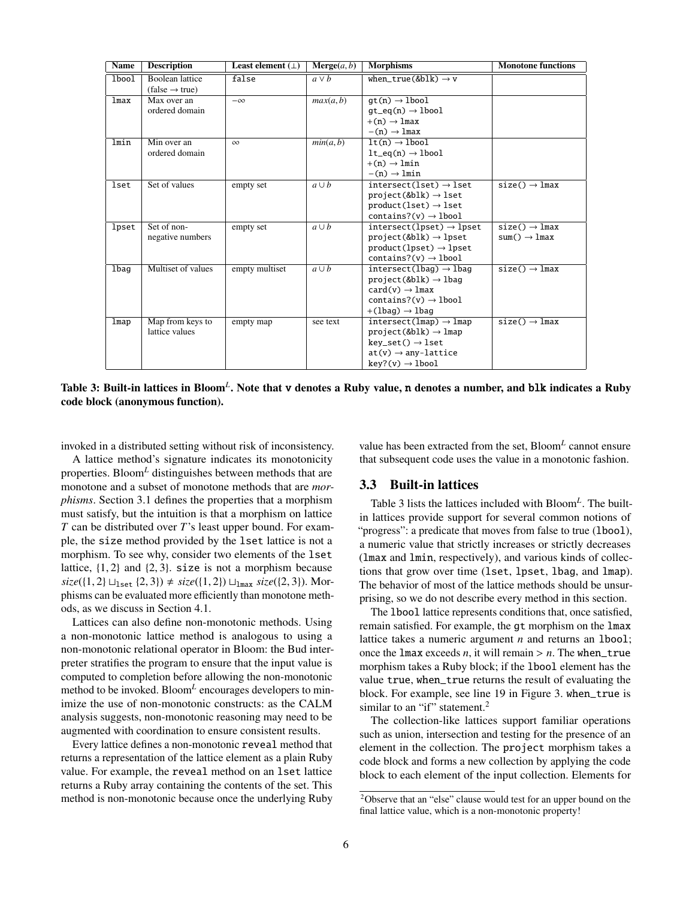| Name | Description | Least element (⊥) | Merge$(a, b)$ | Morphisms | Monotone functions |
|---|---|---|---|---|---|
| `lbool` | Boolean lattice (false → true) | `false` | $a \vee b$ | `when_true(&blk)` → `v` | |
| `lmax` | Max over an ordered domain | $-\infty$ | $max(a, b)$ | `gt(n)` → `lbool`<br>`gt_eq(n)` → `lbool`<br>`+(n)` → `lmax`<br>`-(n)` → `lmax` | |
| `lmin` | Min over an ordered domain | $\infty$ | $min(a, b)$ | `lt(n)` → `lbool`<br>`lt_eq(n)` → `lbool`<br>`+(n)` → `lmin`<br>`-(n)` → `lmin` | |
| `lset` | Set of values | empty set | $a \cup b$ | `intersect(lset)` → `lset`<br>`project(&blk)` → `lset`<br>`product(lset)` → `lset`<br>`contains?(v)` → `lbool` | `size()` → `lmax` |
| `lpset` | Set of non-negative numbers | empty set | $a \cup b$ | `intersect(lpset)` → `lpset`<br>`project(&blk)` → `lpset`<br>`product(lpset)` → `lpset`<br>`contains?(v)` → `lbool` | `size()` → `lmax`<br>`sum()` → `lmax` |
| `lbag` | Multiset of values | empty multiset | $a \cup b$ | `intersect(lbag)` → `lbag`<br>`project(&blk)` → `lbag`<br>`card(v)` → `lmax`<br>`contains?(v)` → `lbool`<br>`+(lbag)` → `lbag` | `size()` → `lmax` |
| `lmap` | Map from keys to lattice values | empty map | see text | `intersect(lmap)` → `lmap`<br>`project(&blk)` → `lmap`<br>`key_set()` → `lset`<br>`at(v)` → `any-lattice`<br>`key?(v)` → `lbool` | `size()` → `lmax` |

**Table 3: Built-in lattices in Bloom$^L$. Note that `v` denotes a Ruby value, `n` denotes a number, and `blk` indicates a Ruby code block (anonymous function).**

invoked in a distributed setting without risk of inconsistency.

A lattice method's signature indicates its monotonicity properties. Bloom$^L$ distinguishes between methods that are monotone and a subset of monotone methods that are *morphisms*. Section 3.1 defines the properties that a morphism must satisfy, but the intuition is that a morphism on lattice $T$ can be distributed over $T$'s least upper bound. For example, the `size` method provided by the `lset` lattice is not a morphism. To see why, consider two elements of the `lset` lattice, $\{1, 2\}$ and $\{2, 3\}$. `size` is not a morphism because $size(\{1, 2\} \sqcup_{\texttt{lset}} \{2, 3\}) \neq size(\{1, 2\}) \sqcup_{\texttt{lmax}} size(\{2, 3\})$. Morphisms can be evaluated more efficiently than monotone methods, as we discuss in Section 4.1.

Lattices can also define non-monotonic methods. Using a non-monotonic lattice method is analogous to using a non-monotonic relational operator in Bloom: the Bud interpreter stratifies the program to ensure that the input value is computed to completion before allowing the non-monotonic method to be invoked. Bloom$^L$ encourages developers to minimize the use of non-monotonic constructs: as the CALM analysis suggests, non-monotonic reasoning may need to be augmented with coordination to ensure consistent results.

Every lattice defines a non-monotonic `reveal` method that returns a representation of the lattice element as a plain Ruby value. For example, the `reveal` method on an `lset` lattice returns a Ruby array containing the contents of the set. This method is non-monotonic because once the underlying Ruby value has been extracted from the set, Bloom$^L$ cannot ensure that subsequent code uses the value in a monotonic fashion.

### 3.3 Built-in lattices

Table 3 lists the lattices included with Bloom$^L$. The built-in lattices provide support for several common notions of "progress": a predicate that moves from false to true (`lbool`), a numeric value that strictly increases or strictly decreases (`lmax` and `lmin`, respectively), and various kinds of collections that grow over time (`lset`, `lpset`, `lbag`, and `lmap`). The behavior of most of the lattice methods should be unsurprising, so we do not describe every method in this section.

The `lbool` lattice represents conditions that, once satisfied, remain satisfied. For example, the `gt` morphism on the `lmax` lattice takes a numeric argument $n$ and returns an `lbool`; once the `lmax` exceeds $n$, it will remain $> n$. The `when_true` morphism takes a Ruby block; if the `lbool` element has the value `true`, `when_true` returns the result of evaluating the block. For example, see line 19 in Figure 3. `when_true` is similar to an "if" statement.[2]

The collection-like lattices support familiar operations such as union, intersection and testing for the presence of an element in the collection. The `project` morphism takes a code block and forms a new collection by applying the code block to each element of the input collection. Elements for

[2]Observe that an "else" clause would test for an upper bound on the final lattice value, which is a non-monotonic property!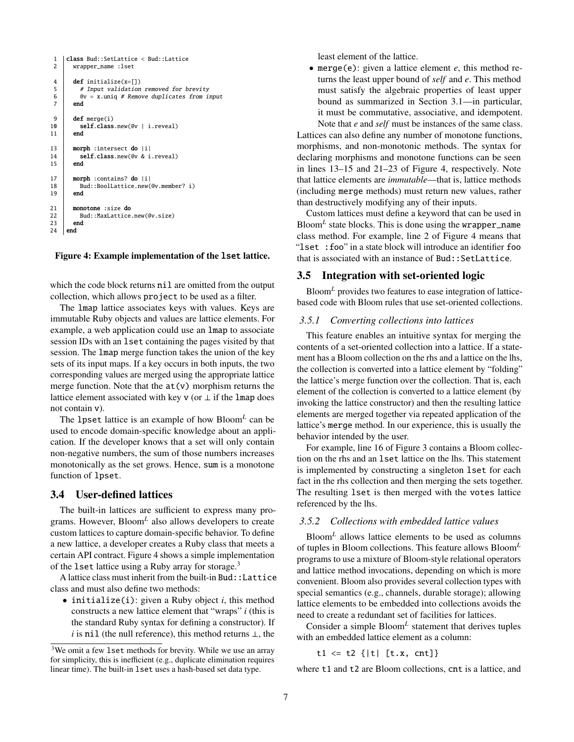```ruby
class Bud::SetLattice < Bud::Lattice
  wrapper_name :lset

  def initialize(x=[])
    # Input validation removed for brevity
    @v = x.uniq # Remove duplicates from input
  end

  def merge(i)
    self.class.new(@v | i.reveal)
  end

  morph :intersect do |i|
    self.class.new(@v & i.reveal)
  end

  morph :contains? do |i|
    Bud::BoolLattice.new(@v.member? i)
  end

  monotone :size do
    Bud::MaxLattice.new(@v.size)
  end
end
```

**Figure 4: Example implementation of the `lset` lattice.**

which the code block returns `nil` are omitted from the output collection, which allows `project` to be used as a filter.

The `lmap` lattice associates keys with values. Keys are immutable Ruby objects and values are lattice elements. For example, a web application could use an `lmap` to associate session IDs with an `lset` containing the pages visited by that session. The `lmap` merge function takes the union of the key sets of its input maps. If a key occurs in both inputs, the two corresponding values are merged using the appropriate lattice merge function. Note that the `at(v)` morphism returns the lattice element associated with key `v` (or $\bot$ if the `lmap` does not contain `v`).

The `lpset` lattice is an example of how Bloom$^L$ can be used to encode domain-specific knowledge about an application. If the developer knows that a set will only contain non-negative numbers, the sum of those numbers increases monotonically as the set grows. Hence, `sum` is a monotone function of `lpset`.

## 3.4 User-defined lattices

The built-in lattices are sufficient to express many programs. However, Bloom$^L$ also allows developers to create custom lattices to capture domain-specific behavior. To define a new lattice, a developer creates a Ruby class that meets a certain API contract. Figure 4 shows a simple implementation of the `lset` lattice using a Ruby array for storage.[3]

A lattice class must inherit from the built-in `Bud::Lattice` class and must also define two methods:

- `initialize(i)`: given a Ruby object *i*, this method constructs a new lattice element that "wraps" *i* (this is the standard Ruby syntax for defining a constructor). If *i* is `nil` (the null reference), this method returns $\bot$, the least element of the lattice.
- `merge(e)`: given a lattice element *e*, this method returns the least upper bound of *self* and *e*. This method must satisfy the algebraic properties of least upper bound as summarized in Section 3.1—in particular, it must be commutative, associative, and idempotent. Note that *e* and *self* must be instances of the same class.

Lattices can also define any number of monotone functions, morphisms, and non-monotonic methods. The syntax for declaring morphisms and monotone functions can be seen in lines 13–15 and 21–23 of Figure 4, respectively. Note that lattice elements are *immutable*—that is, lattice methods (including `merge` methods) must return new values, rather than destructively modifying any of their inputs.

Custom lattices must define a keyword that can be used in Bloom$^L$ state blocks. This is done using the `wrapper_name` class method. For example, line 2 of Figure 4 means that "`lset :foo`" in a state block will introduce an identifier `foo` that is associated with an instance of `Bud::SetLattice`.

[3] We omit a few `lset` methods for brevity. While we use an array for simplicity, this is inefficient (e.g., duplicate elimination requires linear time). The built-in `lset` uses a hash-based set data type.

## 3.5 Integration with set-oriented logic

Bloom$^L$ provides two features to ease integration of lattice-based code with Bloom rules that use set-oriented collections.

### 3.5.1 Converting collections into lattices

This feature enables an intuitive syntax for merging the contents of a set-oriented collection into a lattice. If a statement has a Bloom collection on the rhs and a lattice on the lhs, the collection is converted into a lattice element by "folding" the lattice's merge function over the collection. That is, each element of the collection is converted to a lattice element (by invoking the lattice constructor) and then the resulting lattice elements are merged together via repeated application of the lattice's `merge` method. In our experience, this is usually the behavior intended by the user.

For example, line 16 of Figure 3 contains a Bloom collection on the rhs and an `lset` lattice on the lhs. This statement is implemented by constructing a singleton `lset` for each fact in the rhs collection and then merging the sets together. The resulting `lset` is then merged with the `votes` lattice referenced by the lhs.

### 3.5.2 Collections with embedded lattice values

Bloom$^L$ allows lattice elements to be used as columns of tuples in Bloom collections. This feature allows Bloom$^L$ programs to use a mixture of Bloom-style relational operators and lattice method invocations, depending on which is more convenient. Bloom also provides several collection types with special semantics (e.g., channels, durable storage); allowing lattice elements to be embedded into collections avoids the need to create a redundant set of facilities for lattices.

Consider a simple Bloom$^L$ statement that derives tuples with an embedded lattice element as a column:

```
t1 <= t2 {|t| [t.x, cnt]}
```

where `t1` and `t2` are Bloom collections, `cnt` is a lattice, and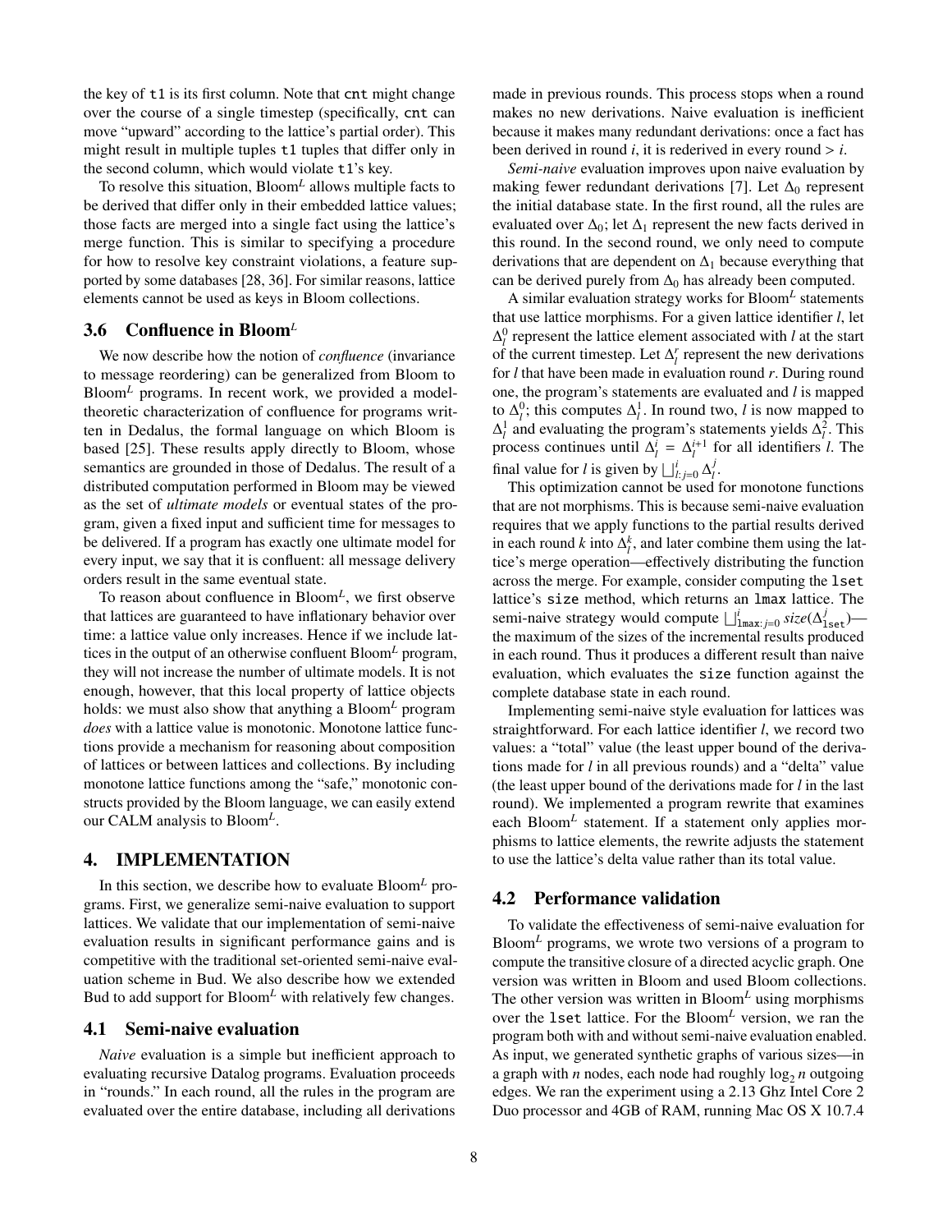the key of `t1` is its first column. Note that `cnt` might change over the course of a single timestep (specifically, `cnt` can move "upward" according to the lattice's partial order). This might result in multiple tuples `t1` tuples that differ only in the second column, which would violate `t1`'s key.

To resolve this situation, Bloom$^L$ allows multiple facts to be derived that differ only in their embedded lattice values; those facts are merged into a single fact using the lattice's merge function. This is similar to specifying a procedure for how to resolve key constraint violations, a feature supported by some databases [28, 36]. For similar reasons, lattice elements cannot be used as keys in Bloom collections.

### 3.6 Confluence in Bloom$^L$

We now describe how the notion of *confluence* (invariance to message reordering) can be generalized from Bloom to Bloom$^L$ programs. In recent work, we provided a model-theoretic characterization of confluence for programs written in Dedalus, the formal language on which Bloom is based [25]. These results apply directly to Bloom, whose semantics are grounded in those of Dedalus. The result of a distributed computation performed in Bloom may be viewed as the set of *ultimate models* or eventual states of the program, given a fixed input and sufficient time for messages to be delivered. If a program has exactly one ultimate model for every input, we say that it is confluent: all message delivery orders result in the same eventual state.

To reason about confluence in Bloom$^L$, we first observe that lattices are guaranteed to have inflationary behavior over time: a lattice value only increases. Hence if we include lattices in the output of an otherwise confluent Bloom$^L$ program, they will not increase the number of ultimate models. It is not enough, however, that this local property of lattice objects holds: we must also show that anything a Bloom$^L$ program *does* with a lattice value is monotonic. Monotone lattice functions provide a mechanism for reasoning about composition of lattices or between lattices and collections. By including monotone lattice functions among the "safe," monotonic constructs provided by the Bloom language, we can easily extend our CALM analysis to Bloom$^L$.

## 4. IMPLEMENTATION

In this section, we describe how to evaluate Bloom$^L$ programs. First, we generalize semi-naive evaluation to support lattices. We validate that our implementation of semi-naive evaluation results in significant performance gains and is competitive with the traditional set-oriented semi-naive evaluation scheme in Bud. We also describe how we extended Bud to add support for Bloom$^L$ with relatively few changes.

### 4.1 Semi-naive evaluation

*Naive* evaluation is a simple but inefficient approach to evaluating recursive Datalog programs. Evaluation proceeds in "rounds." In each round, all the rules in the program are evaluated over the entire database, including all derivations made in previous rounds. This process stops when a round makes no new derivations. Naive evaluation is inefficient because it makes many redundant derivations: once a fact has been derived in round $i$, it is rederived in every round $> i$.

*Semi-naive* evaluation improves upon naive evaluation by making fewer redundant derivations [7]. Let $\Delta_0$ represent the initial database state. In the first round, all the rules are evaluated over $\Delta_0$; let $\Delta_1$ represent the new facts derived in this round. In the second round, we only need to compute derivations that are dependent on $\Delta_1$ because everything that can be derived purely from $\Delta_0$ has already been computed.

A similar evaluation strategy works for Bloom$^L$ statements that use lattice morphisms. For a given lattice identifier $l$, let $\Delta_l^0$ represent the lattice element associated with $l$ at the start of the current timestep. Let $\Delta_l^r$ represent the new derivations for $l$ that have been made in evaluation round $r$. During round one, the program's statements are evaluated and $l$ is mapped to $\Delta_l^0$; this computes $\Delta_l^1$. In round two, $l$ is now mapped to $\Delta_l^1$ and evaluating the program's statements yields $\Delta_l^2$. This process continues until $\Delta_l^i = \Delta_l^{i+1}$ for all identifiers $l$. The final value for $l$ is given by $\bigsqcup_{l:\, j=0}^{i} \Delta_l^j$.

This optimization cannot be used for monotone functions that are not morphisms. This is because semi-naive evaluation requires that we apply functions to the partial results derived in each round $k$ into $\Delta_l^k$, and later combine them using the lattice's merge operation—effectively distributing the function across the merge. For example, consider computing the `lset` lattice's `size` method, which returns an `lmax` lattice. The semi-naive strategy would compute $\bigsqcup_{\texttt{lmax}:\, j=0}^{i} size(\Delta_{\texttt{lset}}^j)$—the maximum of the sizes of the incremental results produced in each round. Thus it produces a different result than naive evaluation, which evaluates the `size` function against the complete database state in each round.

Implementing semi-naive style evaluation for lattices was straightforward. For each lattice identifier $l$, we record two values: a "total" value (the least upper bound of the derivations made for $l$ in all previous rounds) and a "delta" value (the least upper bound of the derivations made for $l$ in the last round). We implemented a program rewrite that examines each Bloom$^L$ statement. If a statement only applies morphisms to lattice elements, the rewrite adjusts the statement to use the lattice's delta value rather than its total value.

### 4.2 Performance validation

To validate the effectiveness of semi-naive evaluation for Bloom$^L$ programs, we wrote two versions of a program to compute the transitive closure of a directed acyclic graph. One version was written in Bloom and used Bloom collections. The other version was written in Bloom$^L$ using morphisms over the `lset` lattice. For the Bloom$^L$ version, we ran the program both with and without semi-naive evaluation enabled. As input, we generated synthetic graphs of various sizes—in a graph with $n$ nodes, each node had roughly $\log_2 n$ outgoing edges. We ran the experiment using a 2.13 Ghz Intel Core 2 Duo processor and 4GB of RAM, running Mac OS X 10.7.4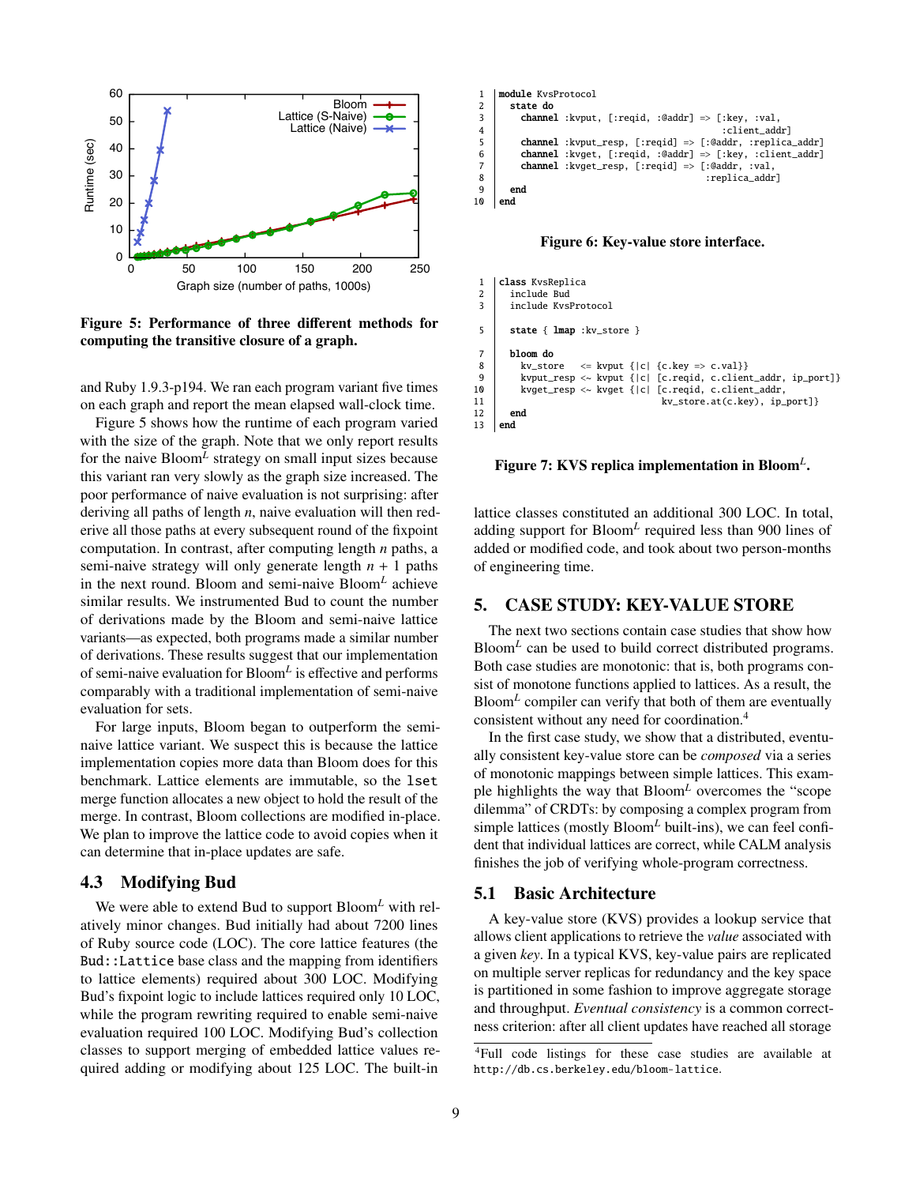**Figure 5: Performance of three different methods for computing the transitive closure of a graph.**

and Ruby 1.9.3-p194. We ran each program variant five times on each graph and report the mean elapsed wall-clock time.

Figure 5 shows how the runtime of each program varied with the size of the graph. Note that we only report results for the naive Bloom$^L$ strategy on small input sizes because this variant ran very slowly as the graph size increased. The poor performance of naive evaluation is not surprising: after deriving all paths of length $n$, naive evaluation will then rederive all those paths at every subsequent round of the fixpoint computation. In contrast, after computing length $n$ paths, a semi-naive strategy will only generate length $n + 1$ paths in the next round. Bloom and semi-naive Bloom$^L$ achieve similar results. We instrumented Bud to count the number of derivations made by the Bloom and semi-naive lattice variants—as expected, both programs made a similar number of derivations. These results suggest that our implementation of semi-naive evaluation for Bloom$^L$ is effective and performs comparably with a traditional implementation of semi-naive evaluation for sets.

For large inputs, Bloom began to outperform the semi-naive lattice variant. We suspect this is because the lattice implementation copies more data than Bloom does for this benchmark. Lattice elements are immutable, so the `lset` merge function allocates a new object to hold the result of the merge. In contrast, Bloom collections are modified in-place. We plan to improve the lattice code to avoid copies when it can determine that in-place updates are safe.

## 4.3 Modifying Bud

We were able to extend Bud to support Bloom$^L$ with relatively minor changes. Bud initially had about 7200 lines of Ruby source code (LOC). The core lattice features (the `Bud::Lattice` base class and the mapping from identifiers to lattice elements) required about 300 LOC. Modifying Bud's fixpoint logic to include lattices required only 10 LOC, while the program rewriting required to enable semi-naive evaluation required 100 LOC. Modifying Bud's collection classes to support merging of embedded lattice values required adding or modifying about 125 LOC. The built-in lattice classes constituted an additional 300 LOC. In total, adding support for Bloom$^L$ required less than 900 lines of added or modified code, and took about two person-months of engineering time.

```
1  module KvsProtocol
2    state do
3      channel :kvput, [:reqid, :@addr] => [:key, :val,
4                                           :client_addr]
5      channel :kvput_resp, [:reqid] => [:@addr, :replica_addr]
6      channel :kvget, [:reqid, :@addr] => [:key, :client_addr]
7      channel :kvget_resp, [:reqid] => [:@addr, :val,
8                                        :replica_addr]
9    end
10 end
```

**Figure 6: Key-value store interface.**

```
1  class KvsReplica
2    include Bud
3    include KvsProtocol

5    state { lmap :kv_store }

7    bloom do
8      kv_store   <= kvput {|c| {c.key => c.val}}
9      kvput_resp <~ kvput {|c| [c.reqid, c.client_addr, ip_port]}
10     kvget_resp <~ kvget {|c| [c.reqid, c.client_addr,
11                               kv_store.at(c.key), ip_port]}
12   end
13 end
```

**Figure 7: KVS replica implementation in Bloom$^L$.**

## 5. CASE STUDY: KEY-VALUE STORE

The next two sections contain case studies that show how Bloom$^L$ can be used to build correct distributed programs. Both case studies are monotonic: that is, both programs consist of monotone functions applied to lattices. As a result, the Bloom$^L$ compiler can verify that both of them are eventually consistent without any need for coordination.[4]

In the first case study, we show that a distributed, eventually consistent key-value store can be *composed* via a series of monotonic mappings between simple lattices. This example highlights the way that Bloom$^L$ overcomes the "scope dilemma" of CRDTs: by composing a complex program from simple lattices (mostly Bloom$^L$ built-ins), we can feel confident that individual lattices are correct, while CALM analysis finishes the job of verifying whole-program correctness.

## 5.1 Basic Architecture

A key-value store (KVS) provides a lookup service that allows client applications to retrieve the *value* associated with a given *key*. In a typical KVS, key-value pairs are replicated on multiple server replicas for redundancy and the key space is partitioned in some fashion to improve aggregate storage and throughput. *Eventual consistency* is a common correctness criterion: after all client updates have reached all storage

[4]Full code listings for these case studies are available at http://db.cs.berkeley.edu/bloom-lattice.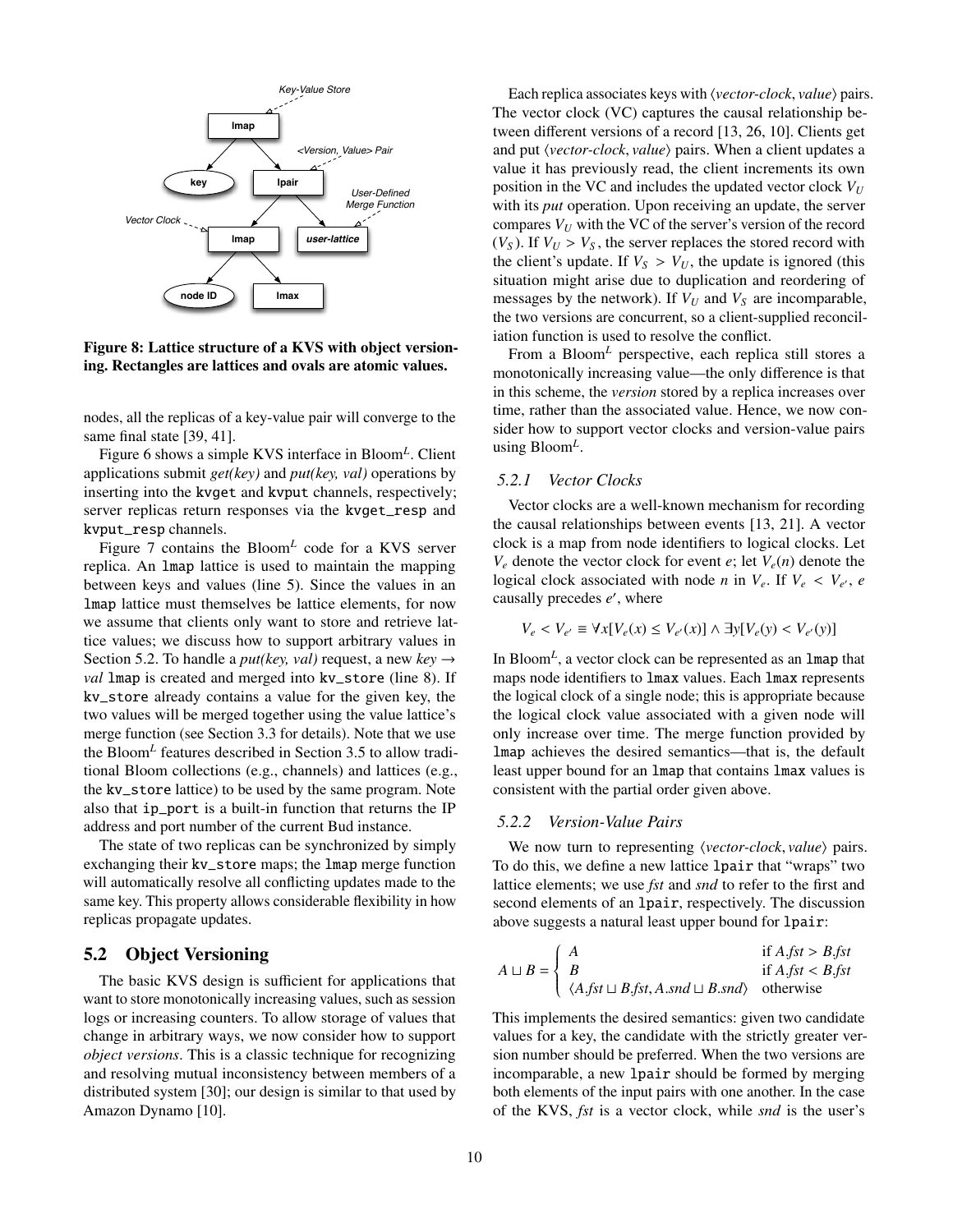Figure 8: Lattice structure of a KVS with object versioning. Rectangles are lattices and ovals are atomic values.

nodes, all the replicas of a key-value pair will converge to the same final state [39, 41].

Figure 6 shows a simple KVS interface in Bloom$^L$. Client applications submit *get(key)* and *put(key, val)* operations by inserting into the kvget and kvput channels, respectively; server replicas return responses via the kvget_resp and kvput_resp channels.

Figure 7 contains the Bloom$^L$ code for a KVS server replica. An lmap lattice is used to maintain the mapping between keys and values (line 5). Since the values in an lmap lattice must themselves be lattice elements, for now we assume that clients only want to store and retrieve lattice values; we discuss how to support arbitrary values in Section 5.2. To handle a *put(key, val)* request, a new *key* $\rightarrow$ *val* lmap is created and merged into kv_store (line 8). If kv_store already contains a value for the given key, the two values will be merged together using the value lattice's merge function (see Section 3.3 for details). Note that we use the Bloom$^L$ features described in Section 3.5 to allow traditional Bloom collections (e.g., channels) and lattices (e.g., the kv_store lattice) to be used by the same program. Note also that ip_port is a built-in function that returns the IP address and port number of the current Bud instance.

The state of two replicas can be synchronized by simply exchanging their kv_store maps; the lmap merge function will automatically resolve all conflicting updates made to the same key. This property allows considerable flexibility in how replicas propagate updates.

## 5.2 Object Versioning

The basic KVS design is sufficient for applications that want to store monotonically increasing values, such as session logs or increasing counters. To allow storage of values that change in arbitrary ways, we now consider how to support *object versions*. This is a classic technique for recognizing and resolving mutual inconsistency between members of a distributed system [30]; our design is similar to that used by Amazon Dynamo [10].

Each replica associates keys with $\langle$*vector-clock*, *value*$\rangle$ pairs. The vector clock (VC) captures the causal relationship between different versions of a record [13, 26, 10]. Clients get and put $\langle$*vector-clock*, *value*$\rangle$ pairs. When a client updates a value it has previously read, the client increments its own position in the VC and includes the updated vector clock $V_U$ with its *put* operation. Upon receiving an update, the server compares $V_U$ with the VC of the server's version of the record ($V_S$). If $V_U > V_S$, the server replaces the stored record with the client's update. If $V_S > V_U$, the update is ignored (this situation might arise due to duplication and reordering of messages by the network). If $V_U$ and $V_S$ are incomparable, the two versions are concurrent, so a client-supplied reconciliation function is used to resolve the conflict.

From a Bloom$^L$ perspective, each replica still stores a monotonically increasing value—the only difference is that in this scheme, the *version* stored by a replica increases over time, rather than the associated value. Hence, we now consider how to support vector clocks and version-value pairs using Bloom$^L$.

### 5.2.1 Vector Clocks

Vector clocks are a well-known mechanism for recording the causal relationships between events [13, 21]. A vector clock is a map from node identifiers to logical clocks. Let $V_e$ denote the vector clock for event $e$; let $V_e(n)$ denote the logical clock associated with node $n$ in $V_e$. If $V_e < V_{e'}$, $e$ causally precedes $e'$, where

$$V_e < V_{e'} \equiv \forall x[V_e(x) \leq V_{e'}(x)] \wedge \exists y[V_e(y) < V_{e'}(y)]$$

In Bloom$^L$, a vector clock can be represented as an lmap that maps node identifiers to lmax values. Each lmax represents the logical clock of a single node; this is appropriate because the logical clock value associated with a given node will only increase over time. The merge function provided by lmap achieves the desired semantics—that is, the default least upper bound for an lmap that contains lmax values is consistent with the partial order given above.

### 5.2.2 Version-Value Pairs

We now turn to representing $\langle$*vector-clock*, *value*$\rangle$ pairs. To do this, we define a new lattice lpair that "wraps" two lattice elements; we use *fst* and *snd* to refer to the first and second elements of an lpair, respectively. The discussion above suggests a natural least upper bound for lpair:

$$A \sqcup B = \begin{cases} A & \text{if } A.fst > B.fst \\ B & \text{if } A.fst < B.fst \\ \langle A.fst \sqcup B.fst, A.snd \sqcup B.snd \rangle & \text{otherwise} \end{cases}$$

This implements the desired semantics: given two candidate values for a key, the candidate with the strictly greater version number should be preferred. When the two versions are incomparable, a new lpair should be formed by merging both elements of the input pairs with one another. In the case of the KVS, *fst* is a vector clock, while *snd* is the user's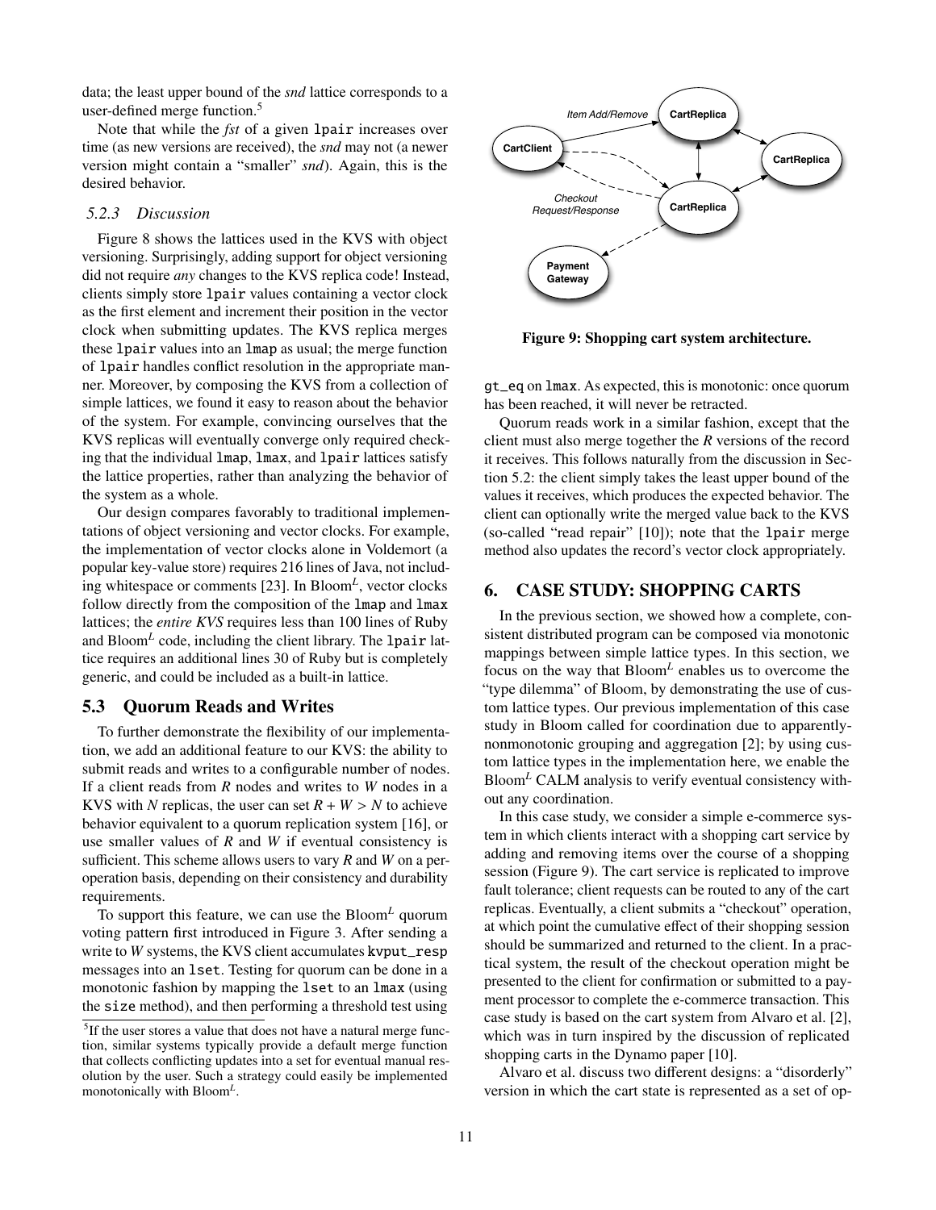data; the least upper bound of the *snd* lattice corresponds to a user-defined merge function.[5]

Note that while the *fst* of a given lpair increases over time (as new versions are received), the *snd* may not (a newer version might contain a "smaller" *snd*). Again, this is the desired behavior.

### 5.2.3 Discussion

Figure 8 shows the lattices used in the KVS with object versioning. Surprisingly, adding support for object versioning did not require *any* changes to the KVS replica code! Instead, clients simply store lpair values containing a vector clock as the first element and increment their position in the vector clock when submitting updates. The KVS replica merges these lpair values into an lmap as usual; the merge function of lpair handles conflict resolution in the appropriate manner. Moreover, by composing the KVS from a collection of simple lattices, we found it easy to reason about the behavior of the system. For example, convincing ourselves that the KVS replicas will eventually converge only required checking that the individual lmap, lmax, and lpair lattices satisfy the lattice properties, rather than analyzing the behavior of the system as a whole.

Our design compares favorably to traditional implementations of object versioning and vector clocks. For example, the implementation of vector clocks alone in Voldemort (a popular key-value store) requires 216 lines of Java, not including whitespace or comments [23]. In Bloom$^L$, vector clocks follow directly from the composition of the lmap and lmax lattices; the *entire KVS* requires less than 100 lines of Ruby and Bloom$^L$ code, including the client library. The lpair lattice requires an additional lines 30 of Ruby but is completely generic, and could be included as a built-in lattice.

## 5.3 Quorum Reads and Writes

To further demonstrate the flexibility of our implementation, we add an additional feature to our KVS: the ability to submit reads and writes to a configurable number of nodes. If a client reads from $R$ nodes and writes to $W$ nodes in a KVS with $N$ replicas, the user can set $R + W > N$ to achieve behavior equivalent to a quorum replication system [16], or use smaller values of $R$ and $W$ if eventual consistency is sufficient. This scheme allows users to vary $R$ and $W$ on a per-operation basis, depending on their consistency and durability requirements.

To support this feature, we can use the Bloom$^L$ quorum voting pattern first introduced in Figure 3. After sending a write to $W$ systems, the KVS client accumulates kvput_resp messages into an lset. Testing for quorum can be done in a monotonic fashion by mapping the lset to an lmax (using the size method), and then performing a threshold test using gt_eq on lmax. As expected, this is monotonic: once quorum has been reached, it will never be retracted.

Quorum reads work in a similar fashion, except that the client must also merge together the $R$ versions of the record it receives. This follows naturally from the discussion in Section 5.2: the client simply takes the least upper bound of the values it receives, which produces the expected behavior. The client can optionally write the merged value back to the KVS (so-called "read repair" [10]); note that the lpair merge method also updates the record's vector clock appropriately.

[5] If the user stores a value that does not have a natural merge function, similar systems typically provide a default merge function that collects conflicting updates into a set for eventual manual resolution by the user. Such a strategy could easily be implemented monotonically with Bloom$^L$.

**Figure 9: Shopping cart system architecture.**

# 6. CASE STUDY: SHOPPING CARTS

In the previous section, we showed how a complete, consistent distributed program can be composed via monotonic mappings between simple lattice types. In this section, we focus on the way that Bloom$^L$ enables us to overcome the "type dilemma" of Bloom, by demonstrating the use of custom lattice types. Our previous implementation of this case study in Bloom called for coordination due to apparently-nonmonotonic grouping and aggregation [2]; by using custom lattice types in the implementation here, we enable the Bloom$^L$ CALM analysis to verify eventual consistency without any coordination.

In this case study, we consider a simple e-commerce system in which clients interact with a shopping cart service by adding and removing items over the course of a shopping session (Figure 9). The cart service is replicated to improve fault tolerance; client requests can be routed to any of the cart replicas. Eventually, a client submits a "checkout" operation, at which point the cumulative effect of their shopping session should be summarized and returned to the client. In a practical system, the result of the checkout operation might be presented to the client for confirmation or submitted to a payment processor to complete the e-commerce transaction. This case study is based on the cart system from Alvaro et al. [2], which was in turn inspired by the discussion of replicated shopping carts in the Dynamo paper [10].

Alvaro et al. discuss two different designs: a "disorderly" version in which the cart state is represented as a set of op-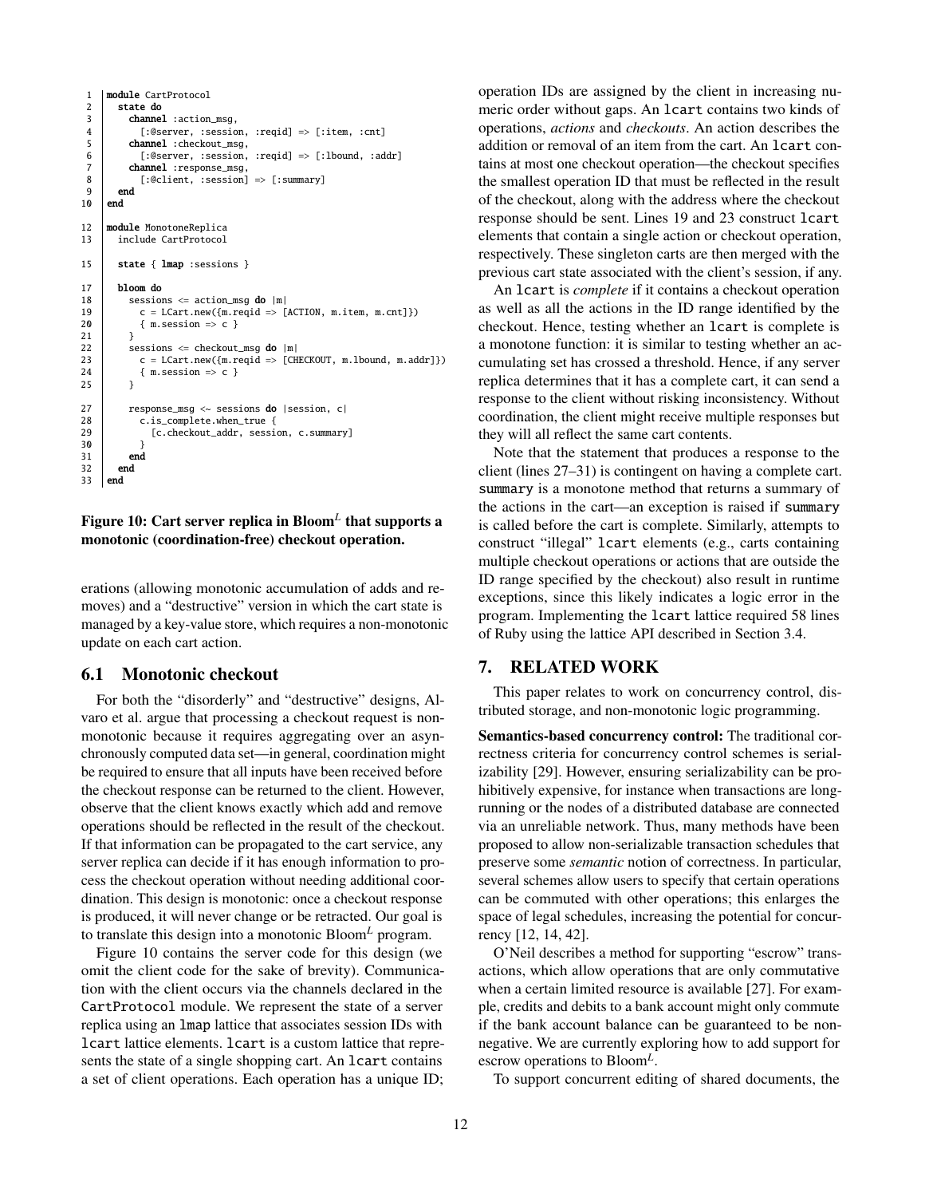```
1  module CartProtocol
2    state do
3      channel :action_msg,
4        [:@server, :session, :reqid] => [:item, :cnt]
5      channel :checkout_msg,
6        [:@server, :session, :reqid] => [:lbound, :addr]
7      channel :response_msg,
8        [:@client, :session] => [:summary]
9    end
10 end

12 module MonotoneReplica
13   include CartProtocol

15   state { lmap :sessions }

17   bloom do
18     sessions <= action_msg do |m|
19       c = LCart.new({m.reqid => [ACTION, m.item, m.cnt]})
20       { m.session => c }
21     }
22     sessions <= checkout_msg do |m|
23       c = LCart.new({m.reqid => [CHECKOUT, m.lbound, m.addr]})
24       { m.session => c }
25     }

27     response_msg <~ sessions do |session, c|
28       c.is_complete.when_true {
29         [c.checkout_addr, session, c.summary]
30       }
31     end
32   end
33 end
```

**Figure 10: Cart server replica in Bloom$^L$ that supports a monotonic (coordination-free) checkout operation.**

erations (allowing monotonic accumulation of adds and removes) and a "destructive" version in which the cart state is managed by a key-value store, which requires a non-monotonic update on each cart action.

## 6.1 Monotonic checkout

For both the "disorderly" and "destructive" designs, Alvaro et al. argue that processing a checkout request is non-monotonic because it requires aggregating over an asynchronously computed data set—in general, coordination might be required to ensure that all inputs have been received before the checkout response can be returned to the client. However, observe that the client knows exactly which add and remove operations should be reflected in the result of the checkout. If that information can be propagated to the cart service, any server replica can decide if it has enough information to process the checkout operation without needing additional coordination. This design is monotonic: once a checkout response is produced, it will never change or be retracted. Our goal is to translate this design into a monotonic Bloom$^L$ program.

Figure 10 contains the server code for this design (we omit the client code for the sake of brevity). Communication with the client occurs via the channels declared in the CartProtocol module. We represent the state of a server replica using an lmap lattice that associates session IDs with lcart lattice elements. lcart is a custom lattice that represents the state of a single shopping cart. An lcart contains a set of client operations. Each operation has a unique ID; operation IDs are assigned by the client in increasing numeric order without gaps. An lcart contains two kinds of operations, *actions* and *checkouts*. An action describes the addition or removal of an item from the cart. An lcart contains at most one checkout operation—the checkout specifies the smallest operation ID that must be reflected in the result of the checkout, along with the address where the checkout response should be sent. Lines 19 and 23 construct lcart elements that contain a single action or checkout operation, respectively. These singleton carts are then merged with the previous cart state associated with the client's session, if any.

An lcart is *complete* if it contains a checkout operation as well as all the actions in the ID range identified by the checkout. Hence, testing whether an lcart is complete is a monotone function: it is similar to testing whether an accumulating set has crossed a threshold. Hence, if any server replica determines that it has a complete cart, it can send a response to the client without risking inconsistency. Without coordination, the client might receive multiple responses but they will all reflect the same cart contents.

Note that the statement that produces a response to the client (lines 27–31) is contingent on having a complete cart. summary is a monotone method that returns a summary of the actions in the cart—an exception is raised if summary is called before the cart is complete. Similarly, attempts to construct "illegal" lcart elements (e.g., carts containing multiple checkout operations or actions that are outside the ID range specified by the checkout) also result in runtime exceptions, since this likely indicates a logic error in the program. Implementing the lcart lattice required 58 lines of Ruby using the lattice API described in Section 3.4.

# 7. RELATED WORK

This paper relates to work on concurrency control, distributed storage, and non-monotonic logic programming.

**Semantics-based concurrency control:** The traditional correctness criteria for concurrency control schemes is serializability [29]. However, ensuring serializability can be prohibitively expensive, for instance when transactions are long-running or the nodes of a distributed database are connected via an unreliable network. Thus, many methods have been proposed to allow non-serializable transaction schedules that preserve some *semantic* notion of correctness. In particular, several schemes allow users to specify that certain operations can be commuted with other operations; this enlarges the space of legal schedules, increasing the potential for concurrency [12, 14, 42].

O'Neil describes a method for supporting "escrow" transactions, which allow operations that are only commutative when a certain limited resource is available [27]. For example, credits and debits to a bank account might only commute if the bank account balance can be guaranteed to be non-negative. We are currently exploring how to add support for escrow operations to Bloom$^L$.

To support concurrent editing of shared documents, the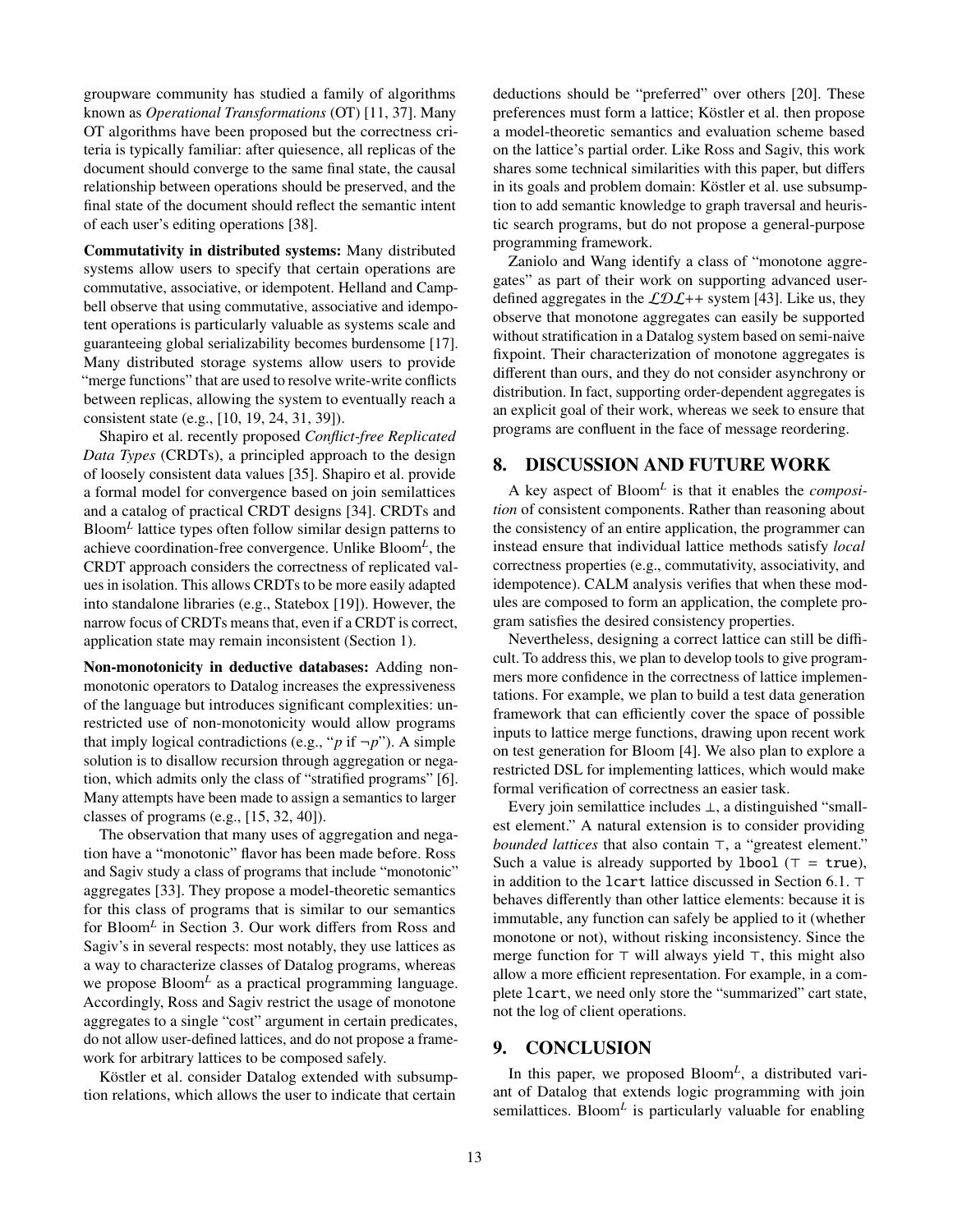groupware community has studied a family of algorithms known as *Operational Transformations* (OT) [11, 37]. Many OT algorithms have been proposed but the correctness criteria is typically familiar: after quiesence, all replicas of the document should converge to the same final state, the causal relationship between operations should be preserved, and the final state of the document should reflect the semantic intent of each user's editing operations [38].

**Commutativity in distributed systems:** Many distributed systems allow users to specify that certain operations are commutative, associative, or idempotent. Helland and Campbell observe that using commutative, associative and idempotent operations is particularly valuable as systems scale and guaranteeing global serializability becomes burdensome [17]. Many distributed storage systems allow users to provide "merge functions" that are used to resolve write-write conflicts between replicas, allowing the system to eventually reach a consistent state (e.g., [10, 19, 24, 31, 39]).

Shapiro et al. recently proposed *Conflict-free Replicated Data Types* (CRDTs), a principled approach to the design of loosely consistent data values [35]. Shapiro et al. provide a formal model for convergence based on join semilattices and a catalog of practical CRDT designs [34]. CRDTs and Bloom$^L$ lattice types often follow similar design patterns to achieve coordination-free convergence. Unlike Bloom$^L$, the CRDT approach considers the correctness of replicated values in isolation. This allows CRDTs to be more easily adapted into standalone libraries (e.g., Statebox [19]). However, the narrow focus of CRDTs means that, even if a CRDT is correct, application state may remain inconsistent (Section 1).

**Non-monotonicity in deductive databases:** Adding non-monotonic operators to Datalog increases the expressiveness of the language but introduces significant complexities: unrestricted use of non-monotonicity would allow programs that imply logical contradictions (e.g., "$p$ if $\neg p$"). A simple solution is to disallow recursion through aggregation or negation, which admits only the class of "stratified programs" [6]. Many attempts have been made to assign a semantics to larger classes of programs (e.g., [15, 32, 40]).

The observation that many uses of aggregation and negation have a "monotonic" flavor has been made before. Ross and Sagiv study a class of programs that include "monotonic" aggregates [33]. They propose a model-theoretic semantics for this class of programs that is similar to our semantics for Bloom$^L$ in Section 3. Our work differs from Ross and Sagiv's in several respects: most notably, they use lattices as a way to characterize classes of Datalog programs, whereas we propose Bloom$^L$ as a practical programming language. Accordingly, Ross and Sagiv restrict the usage of monotone aggregates to a single "cost" argument in certain predicates, do not allow user-defined lattices, and do not propose a framework for arbitrary lattices to be composed safely.

Köstler et al. consider Datalog extended with subsumption relations, which allows the user to indicate that certain deductions should be "preferred" over others [20]. These preferences must form a lattice; Köstler et al. then propose a model-theoretic semantics and evaluation scheme based on the lattice's partial order. Like Ross and Sagiv, this work shares some technical similarities with this paper, but differs in its goals and problem domain: Köstler et al. use subsumption to add semantic knowledge to graph traversal and heuristic search programs, but do not propose a general-purpose programming framework.

Zaniolo and Wang identify a class of "monotone aggregates" as part of their work on supporting advanced user-defined aggregates in the $\mathcal{LDL}$++ system [43]. Like us, they observe that monotone aggregates can easily be supported without stratification in a Datalog system based on semi-naive fixpoint. Their characterization of monotone aggregates is different than ours, and they do not consider asynchrony or distribution. In fact, supporting order-dependent aggregates is an explicit goal of their work, whereas we seek to ensure that programs are confluent in the face of message reordering.

## 8. DISCUSSION AND FUTURE WORK

A key aspect of Bloom$^L$ is that it enables the *composition* of consistent components. Rather than reasoning about the consistency of an entire application, the programmer can instead ensure that individual lattice methods satisfy *local* correctness properties (e.g., commutativity, associativity, and idempotence). CALM analysis verifies that when these modules are composed to form an application, the complete program satisfies the desired consistency properties.

Nevertheless, designing a correct lattice can still be difficult. To address this, we plan to develop tools to give programmers more confidence in the correctness of lattice implementations. For example, we plan to build a test data generation framework that can efficiently cover the space of possible inputs to lattice merge functions, drawing upon recent work on test generation for Bloom [4]. We also plan to explore a restricted DSL for implementing lattices, which would make formal verification of correctness an easier task.

Every join semilattice includes $\bot$, a distinguished "smallest element." A natural extension is to consider providing *bounded lattices* that also contain $\top$, a "greatest element." Such a value is already supported by `lbool` ($\top$ = `true`), in addition to the `lcart` lattice discussed in Section 6.1. $\top$ behaves differently than other lattice elements: because it is immutable, any function can safely be applied to it (whether monotone or not), without risking inconsistency. Since the merge function for $\top$ will always yield $\top$, this might also allow a more efficient representation. For example, in a complete `lcart`, we need only store the "summarized" cart state, not the log of client operations.

## 9. CONCLUSION

In this paper, we proposed Bloom$^L$, a distributed variant of Datalog that extends logic programming with join semilattices. Bloom$^L$ is particularly valuable for enabling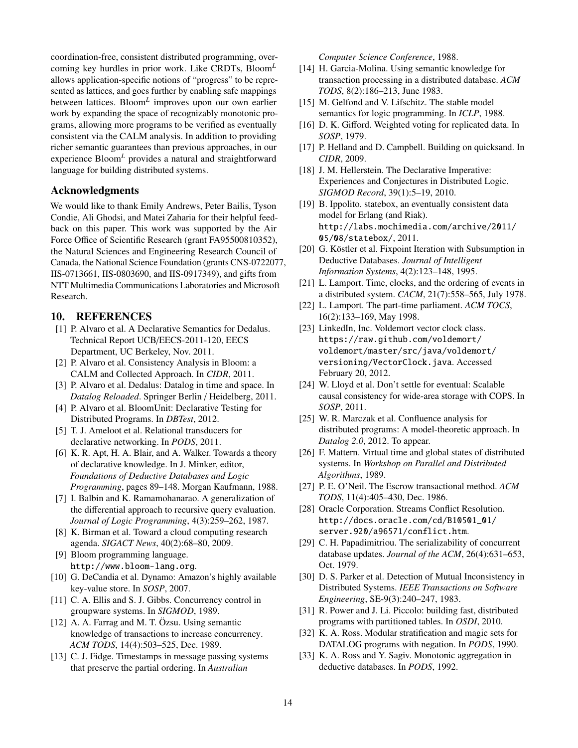coordination-free, consistent distributed programming, overcoming key hurdles in prior work. Like CRDTs, Bloom$^L$ allows application-specific notions of "progress" to be represented as lattices, and goes further by enabling safe mappings between lattices. Bloom$^L$ improves upon our own earlier work by expanding the space of recognizably monotonic programs, allowing more programs to be verified as eventually consistent via the CALM analysis. In addition to providing richer semantic guarantees than previous approaches, in our experience Bloom$^L$ provides a natural and straightforward language for building distributed systems.

## Acknowledgments

We would like to thank Emily Andrews, Peter Bailis, Tyson Condie, Ali Ghodsi, and Matei Zaharia for their helpful feedback on this paper. This work was supported by the Air Force Office of Scientific Research (grant FA95500810352), the Natural Sciences and Engineering Research Council of Canada, the National Science Foundation (grants CNS-0722077, IIS-0713661, IIS-0803690, and IIS-0917349), and gifts from NTT Multimedia Communications Laboratories and Microsoft Research.

## 10. REFERENCES

[1] P. Alvaro et al. A Declarative Semantics for Dedalus. Technical Report UCB/EECS-2011-120, EECS Department, UC Berkeley, Nov. 2011.

[2] P. Alvaro et al. Consistency Analysis in Bloom: a CALM and Collected Approach. In *CIDR*, 2011.

[3] P. Alvaro et al. Dedalus: Datalog in time and space. In *Datalog Reloaded*. Springer Berlin / Heidelberg, 2011.

[4] P. Alvaro et al. BloomUnit: Declarative Testing for Distributed Programs. In *DBTest*, 2012.

[5] T. J. Ameloot et al. Relational transducers for declarative networking. In *PODS*, 2011.

[6] K. R. Apt, H. A. Blair, and A. Walker. Towards a theory of declarative knowledge. In J. Minker, editor, *Foundations of Deductive Databases and Logic Programming*, pages 89–148. Morgan Kaufmann, 1988.

[7] I. Balbin and K. Ramamohanarao. A generalization of the differential approach to recursive query evaluation. *Journal of Logic Programming*, 4(3):259–262, 1987.

[8] K. Birman et al. Toward a cloud computing research agenda. *SIGACT News*, 40(2):68–80, 2009.

[9] Bloom programming language. http://www.bloom-lang.org.

[10] G. DeCandia et al. Dynamo: Amazon's highly available key-value store. In *SOSP*, 2007.

[11] C. A. Ellis and S. J. Gibbs. Concurrency control in groupware systems. In *SIGMOD*, 1989.

[12] A. A. Farrag and M. T. Özsu. Using semantic knowledge of transactions to increase concurrency. *ACM TODS*, 14(4):503–525, Dec. 1989.

[13] C. J. Fidge. Timestamps in message passing systems that preserve the partial ordering. In *Australian Computer Science Conference*, 1988.

[14] H. Garcia-Molina. Using semantic knowledge for transaction processing in a distributed database. *ACM TODS*, 8(2):186–213, June 1983.

[15] M. Gelfond and V. Lifschitz. The stable model semantics for logic programming. In *ICLP*, 1988.

[16] D. K. Gifford. Weighted voting for replicated data. In *SOSP*, 1979.

[17] P. Helland and D. Campbell. Building on quicksand. In *CIDR*, 2009.

[18] J. M. Hellerstein. The Declarative Imperative: Experiences and Conjectures in Distributed Logic. *SIGMOD Record*, 39(1):5–19, 2010.

[19] B. Ippolito. statebox, an eventually consistent data model for Erlang (and Riak). http://labs.mochimedia.com/archive/2011/05/08/statebox/, 2011.

[20] G. Köstler et al. Fixpoint Iteration with Subsumption in Deductive Databases. *Journal of Intelligent Information Systems*, 4(2):123–148, 1995.

[21] L. Lamport. Time, clocks, and the ordering of events in a distributed system. *CACM*, 21(7):558–565, July 1978.

[22] L. Lamport. The part-time parliament. *ACM TOCS*, 16(2):133–169, May 1998.

[23] LinkedIn, Inc. Voldemort vector clock class. https://raw.github.com/voldemort/voldemort/master/src/java/voldemort/versioning/VectorClock.java. Accessed February 20, 2012.

[24] W. Lloyd et al. Don't settle for eventual: Scalable causal consistency for wide-area storage with COPS. In *SOSP*, 2011.

[25] W. R. Marczak et al. Confluence analysis for distributed programs: A model-theoretic approach. In *Datalog 2.0*, 2012. To appear.

[26] F. Mattern. Virtual time and global states of distributed systems. In *Workshop on Parallel and Distributed Algorithms*, 1989.

[27] P. E. O'Neil. The Escrow transactional method. *ACM TODS*, 11(4):405–430, Dec. 1986.

[28] Oracle Corporation. Streams Conflict Resolution. http://docs.oracle.com/cd/B10501_01/server.920/a96571/conflict.htm.

[29] C. H. Papadimitriou. The serializability of concurrent database updates. *Journal of the ACM*, 26(4):631–653, Oct. 1979.

[30] D. S. Parker et al. Detection of Mutual Inconsistency in Distributed Systems. *IEEE Transactions on Software Engineering*, SE-9(3):240–247, 1983.

[31] R. Power and J. Li. Piccolo: building fast, distributed programs with partitioned tables. In *OSDI*, 2010.

[32] K. A. Ross. Modular stratification and magic sets for DATALOG programs with negation. In *PODS*, 1990.

[33] K. A. Ross and Y. Sagiv. Monotonic aggregation in deductive databases. In *PODS*, 1992.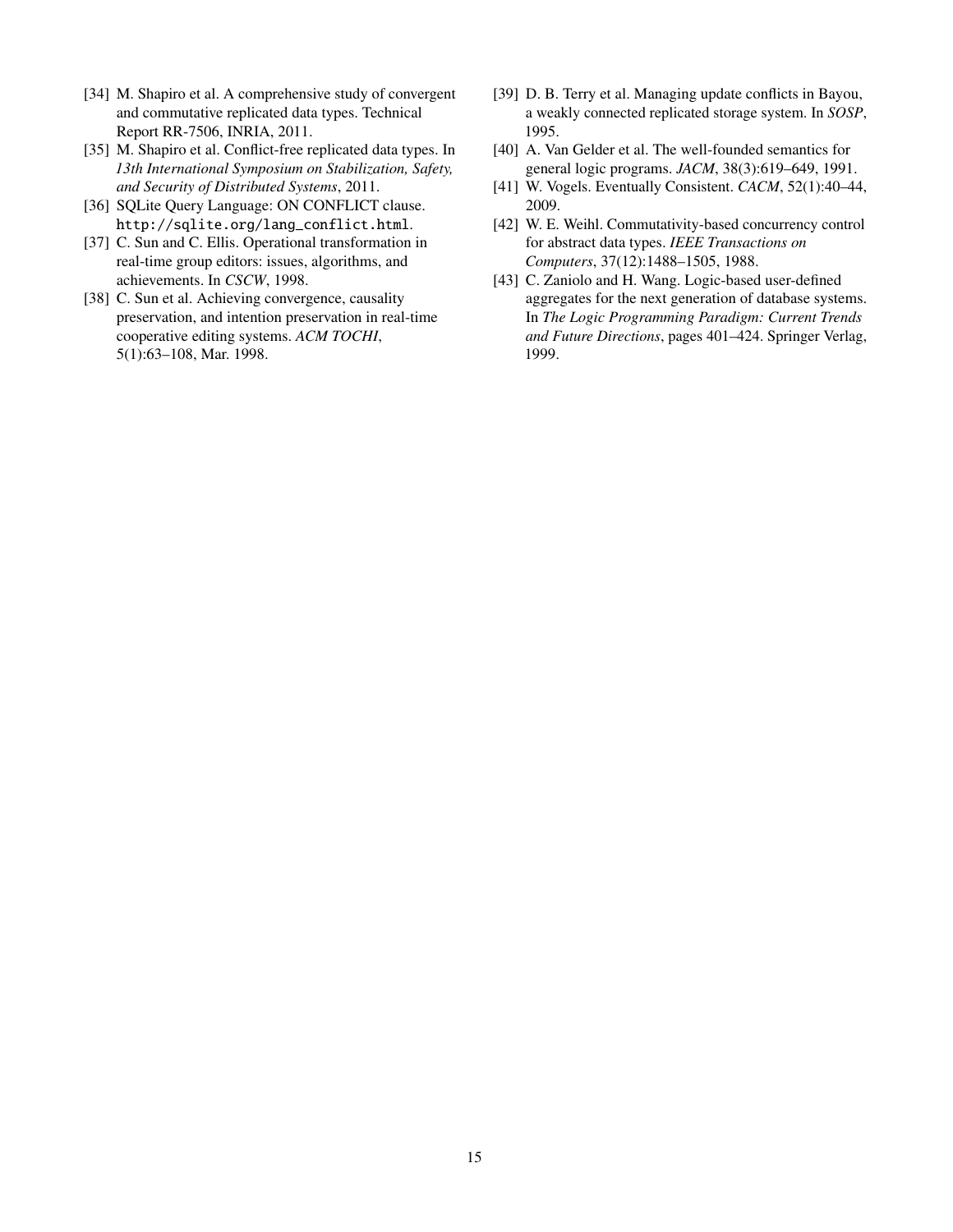[34] M. Shapiro et al. A comprehensive study of convergent and commutative replicated data types. Technical Report RR-7506, INRIA, 2011.

[35] M. Shapiro et al. Conflict-free replicated data types. In *13th International Symposium on Stabilization, Safety, and Security of Distributed Systems*, 2011.

[36] SQLite Query Language: ON CONFLICT clause. `http://sqlite.org/lang_conflict.html`.

[37] C. Sun and C. Ellis. Operational transformation in real-time group editors: issues, algorithms, and achievements. In *CSCW*, 1998.

[38] C. Sun et al. Achieving convergence, causality preservation, and intention preservation in real-time cooperative editing systems. *ACM TOCHI*, 5(1):63–108, Mar. 1998.

[39] D. B. Terry et al. Managing update conflicts in Bayou, a weakly connected replicated storage system. In *SOSP*, 1995.

[40] A. Van Gelder et al. The well-founded semantics for general logic programs. *JACM*, 38(3):619–649, 1991.

[41] W. Vogels. Eventually Consistent. *CACM*, 52(1):40–44, 2009.

[42] W. E. Weihl. Commutativity-based concurrency control for abstract data types. *IEEE Transactions on Computers*, 37(12):1488–1505, 1988.

[43] C. Zaniolo and H. Wang. Logic-based user-defined aggregates for the next generation of database systems. In *The Logic Programming Paradigm: Current Trends and Future Directions*, pages 401–424. Springer Verlag, 1999.